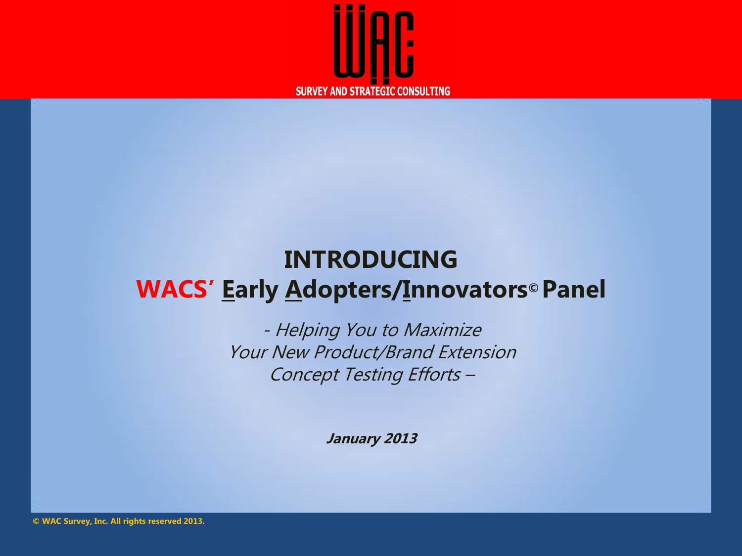WAC

SURVEY AND STRATEGIC CONSULTING

# INTRODUCING
# WACS' Early Adopters/Innovators© Panel

*- Helping You to Maximize Your New Product/Brand Extension Concept Testing Efforts –*

***January 2013***

**© WAC Survey, Inc. All rights reserved 2013.**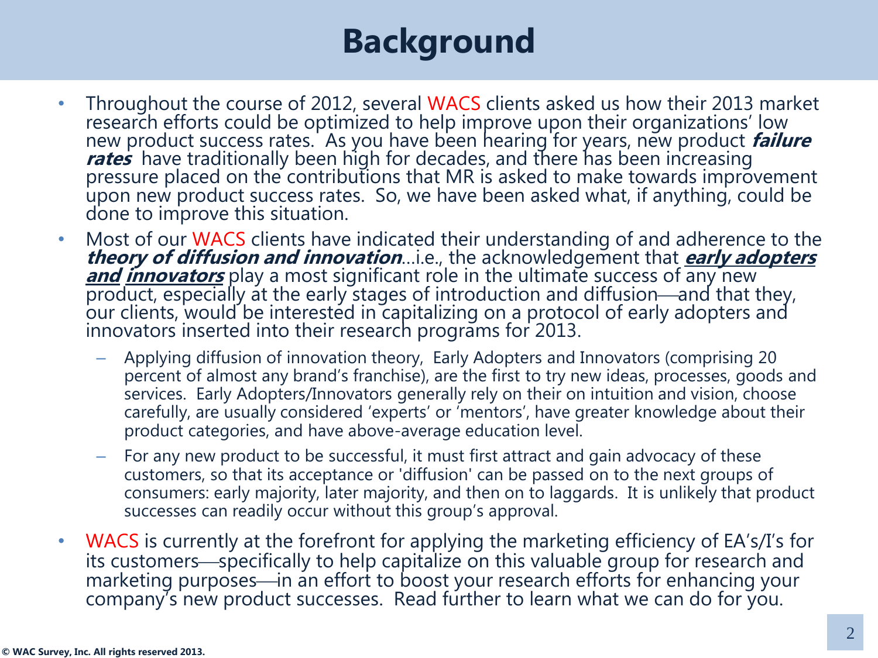# Background

- Throughout the course of 2012, several WACS clients asked us how their 2013 market research efforts could be optimized to help improve upon their organizations' low new product success rates. As you have been hearing for years, new product ***failure rates*** have traditionally been high for decades, and there has been increasing pressure placed on the contributions that MR is asked to make towards improvement upon new product success rates. So, we have been asked what, if anything, could be done to improve this situation.
- Most of our WACS clients have indicated their understanding of and adherence to the ***theory of diffusion and innovation***…i.e., the acknowledgement that ***early adopters and innovators*** play a most significant role in the ultimate success of any new product, especially at the early stages of introduction and diffusion—and that they, our clients, would be interested in capitalizing on a protocol of early adopters and innovators inserted into their research programs for 2013.
  - Applying diffusion of innovation theory, Early Adopters and Innovators (comprising 20 percent of almost any brand's franchise), are the first to try new ideas, processes, goods and services. Early Adopters/Innovators generally rely on their on intuition and vision, choose carefully, are usually considered 'experts' or 'mentors', have greater knowledge about their product categories, and have above-average education level.
  - For any new product to be successful, it must first attract and gain advocacy of these customers, so that its acceptance or 'diffusion' can be passed on to the next groups of consumers: early majority, later majority, and then on to laggards. It is unlikely that product successes can readily occur without this group's approval.
- WACS is currently at the forefront for applying the marketing efficiency of EA's/I's for its customers—specifically to help capitalize on this valuable group for research and marketing purposes—in an effort to boost your research efforts for enhancing your company's new product successes. Read further to learn what we can do for you.

© WAC Survey, Inc. All rights reserved 2013.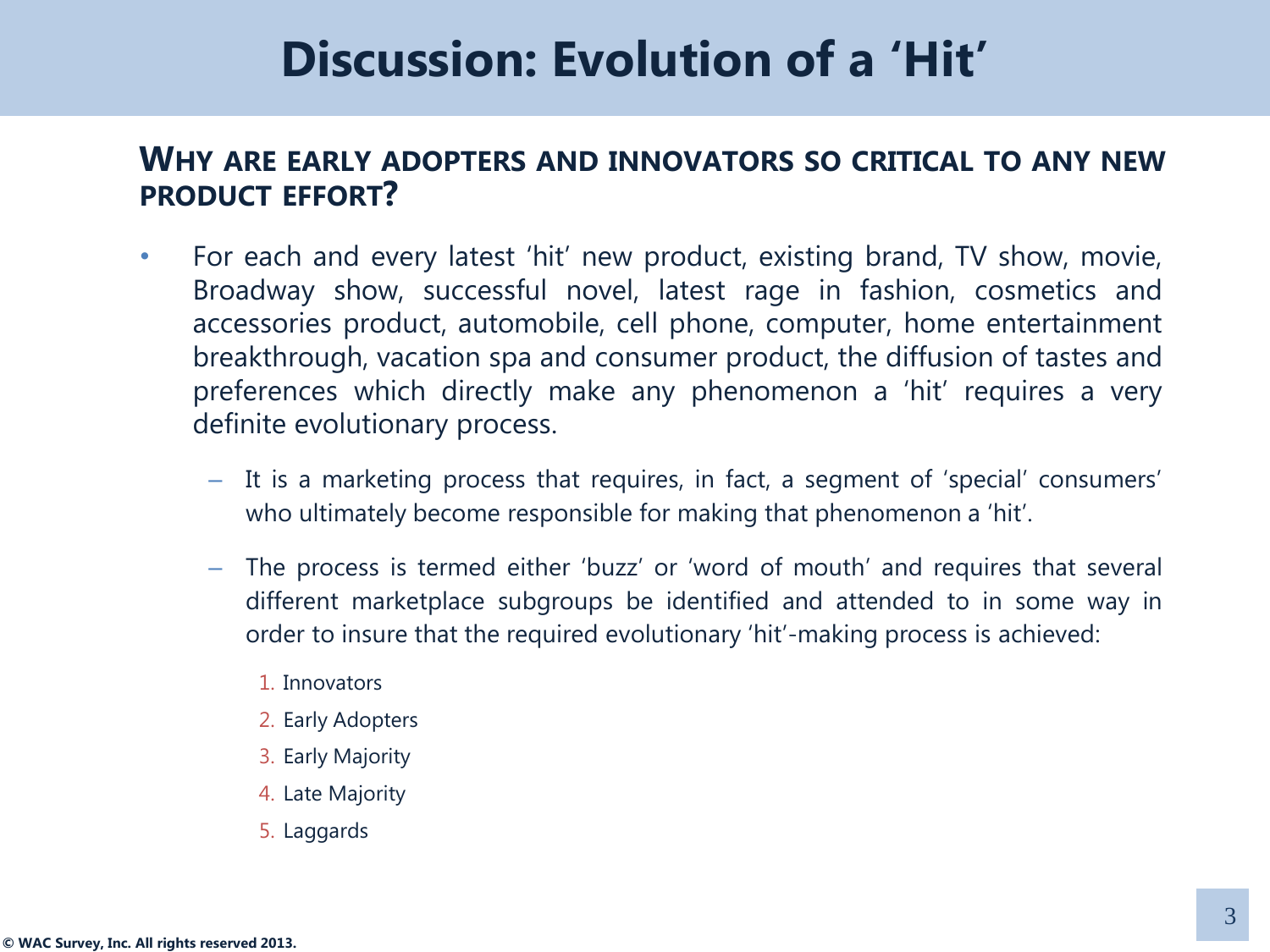# Discussion: Evolution of a 'Hit'

## WHY ARE EARLY ADOPTERS AND INNOVATORS SO CRITICAL TO ANY NEW PRODUCT EFFORT?

- For each and every latest 'hit' new product, existing brand, TV show, movie, Broadway show, successful novel, latest rage in fashion, cosmetics and accessories product, automobile, cell phone, computer, home entertainment breakthrough, vacation spa and consumer product, the diffusion of tastes and preferences which directly make any phenomenon a 'hit' requires a very definite evolutionary process.
  - It is a marketing process that requires, in fact, a segment of 'special' consumers' who ultimately become responsible for making that phenomenon a 'hit'.
  - The process is termed either 'buzz' or 'word of mouth' and requires that several different marketplace subgroups be identified and attended to in some way in order to insure that the required evolutionary 'hit'-making process is achieved:
    1. Innovators
    2. Early Adopters
    3. Early Majority
    4. Late Majority
    5. Laggards

© WAC Survey, Inc. All rights reserved 2013.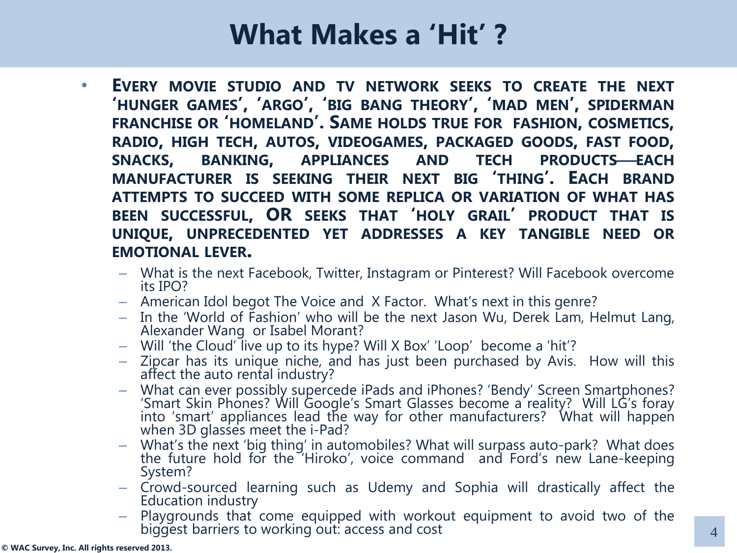# What Makes a 'Hit' ?

- **EVERY MOVIE STUDIO AND TV NETWORK SEEKS TO CREATE THE NEXT 'HUNGER GAMES', 'ARGO', 'BIG BANG THEORY', 'MAD MEN', SPIDERMAN FRANCHISE OR 'HOMELAND'. SAME HOLDS TRUE FOR FASHION, COSMETICS, RADIO, HIGH TECH, AUTOS, VIDEOGAMES, PACKAGED GOODS, FAST FOOD, SNACKS, BANKING, APPLIANCES AND TECH PRODUCTS—EACH MANUFACTURER IS SEEKING THEIR NEXT BIG 'THING'. EACH BRAND ATTEMPTS TO SUCCEED WITH SOME REPLICA OR VARIATION OF WHAT HAS BEEN SUCCESSFUL, OR SEEKS THAT 'HOLY GRAIL' PRODUCT THAT IS UNIQUE, UNPRECEDENTED YET ADDRESSES A KEY TANGIBLE NEED OR EMOTIONAL LEVER.**
  - What is the next Facebook, Twitter, Instagram or Pinterest? Will Facebook overcome its IPO?
  - American Idol begot The Voice and X Factor. What's next in this genre?
  - In the 'World of Fashion' who will be the next Jason Wu, Derek Lam, Helmut Lang, Alexander Wang or Isabel Morant?
  - Will 'the Cloud' live up to its hype? Will X Box' 'Loop' become a 'hit'?
  - Zipcar has its unique niche, and has just been purchased by Avis. How will this affect the auto rental industry?
  - What can ever possibly supercede iPads and iPhones? 'Bendy' Screen Smartphones? 'Smart Skin Phones? Will Google's Smart Glasses become a reality? Will LG's foray into 'smart' appliances lead the way for other manufacturers? What will happen when 3D glasses meet the i-Pad?
  - What's the next 'big thing' in automobiles? What will surpass auto-park? What does the future hold for the 'Hiroko', voice command and Ford's new Lane-keeping System?
  - Crowd-sourced learning such as Udemy and Sophia will drastically affect the Education industry
  - Playgrounds that come equipped with workout equipment to avoid two of the biggest barriers to working out: access and cost

© WAC Survey, Inc. All rights reserved 2013.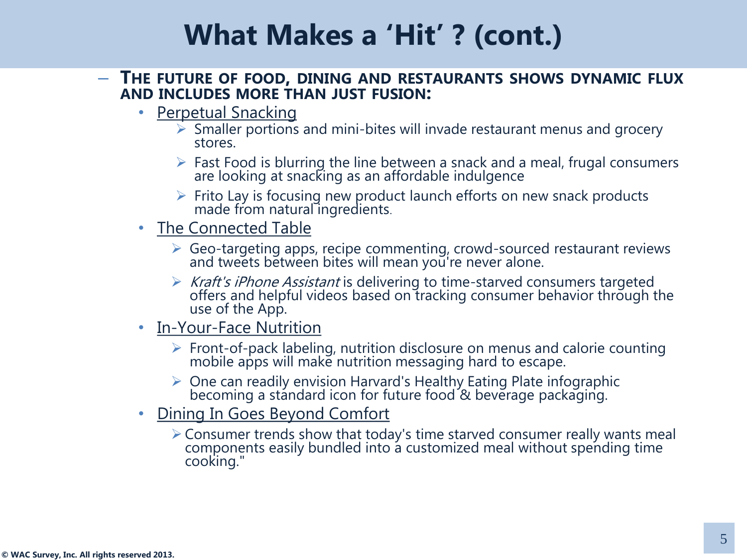# What Makes a 'Hit' ? (cont.)

- **THE FUTURE OF FOOD, DINING AND RESTAURANTS SHOWS DYNAMIC FLUX AND INCLUDES MORE THAN JUST FUSION:**
  - Perpetual Snacking
    - Smaller portions and mini-bites will invade restaurant menus and grocery stores.
    - Fast Food is blurring the line between a snack and a meal, frugal consumers are looking at snacking as an affordable indulgence
    - Frito Lay is focusing new product launch efforts on new snack products made from natural ingredients.
  - The Connected Table
    - Geo-targeting apps, recipe commenting, crowd-sourced restaurant reviews and tweets between bites will mean you're never alone.
    - *Kraft's iPhone Assistant* is delivering to time-starved consumers targeted offers and helpful videos based on tracking consumer behavior through the use of the App.
  - In-Your-Face Nutrition
    - Front-of-pack labeling, nutrition disclosure on menus and calorie counting mobile apps will make nutrition messaging hard to escape.
    - One can readily envision Harvard's Healthy Eating Plate infographic becoming a standard icon for future food & beverage packaging.
  - Dining In Goes Beyond Comfort
    - Consumer trends show that today's time starved consumer really wants meal components easily bundled into a customized meal without spending time cooking."

© WAC Survey, Inc. All rights reserved 2013.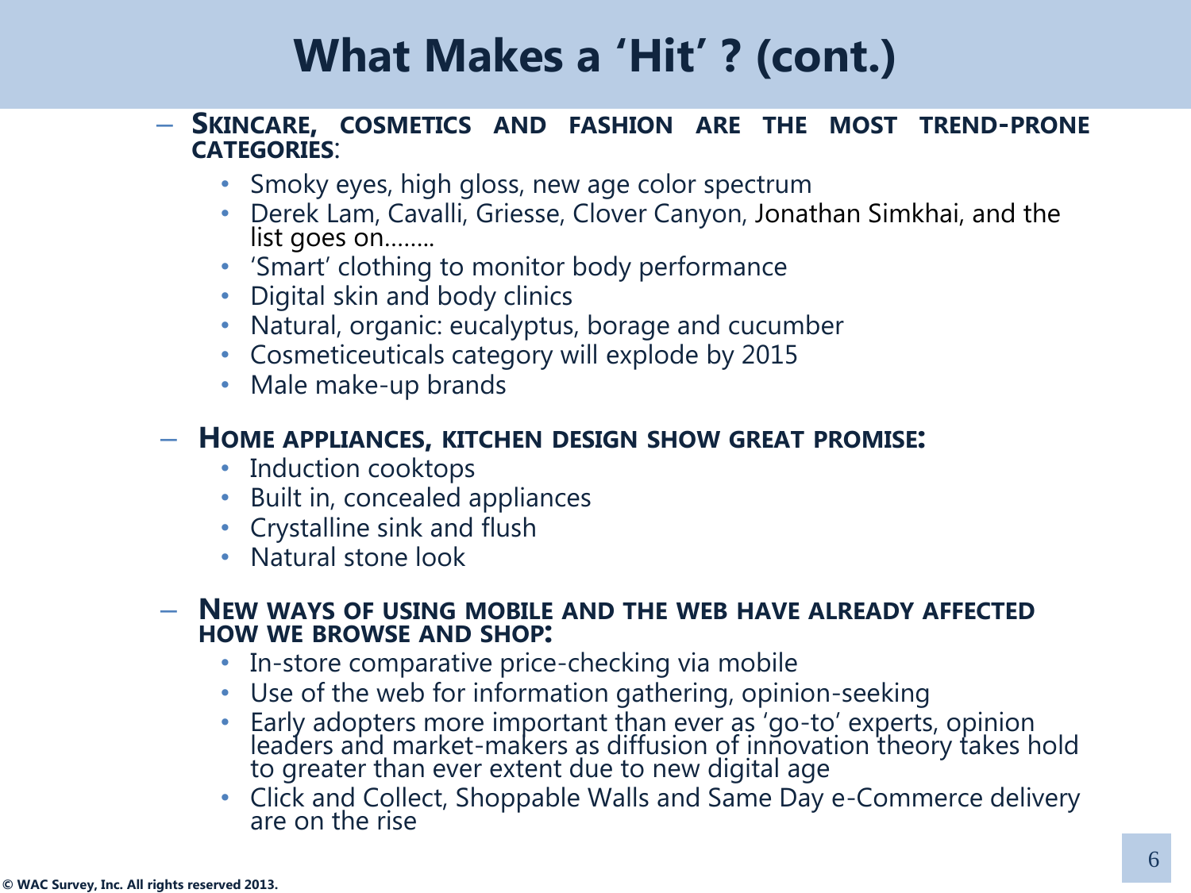# What Makes a 'Hit' ? (cont.)

- **SKINCARE, COSMETICS AND FASHION ARE THE MOST TREND-PRONE CATEGORIES**:
  - Smoky eyes, high gloss, new age color spectrum
  - Derek Lam, Cavalli, Griesse, Clover Canyon, Jonathan Simkhai, and the list goes on……..
  - 'Smart' clothing to monitor body performance
  - Digital skin and body clinics
  - Natural, organic: eucalyptus, borage and cucumber
  - Cosmeticeuticals category will explode by 2015
  - Male make-up brands

- **HOME APPLIANCES, KITCHEN DESIGN SHOW GREAT PROMISE:**
  - Induction cooktops
  - Built in, concealed appliances
  - Crystalline sink and flush
  - Natural stone look

- **NEW WAYS OF USING MOBILE AND THE WEB HAVE ALREADY AFFECTED HOW WE BROWSE AND SHOP:**
  - In-store comparative price-checking via mobile
  - Use of the web for information gathering, opinion-seeking
  - Early adopters more important than ever as 'go-to' experts, opinion leaders and market-makers as diffusion of innovation theory takes hold to greater than ever extent due to new digital age
  - Click and Collect, Shoppable Walls and Same Day e-Commerce delivery are on the rise

© WAC Survey, Inc. All rights reserved 2013.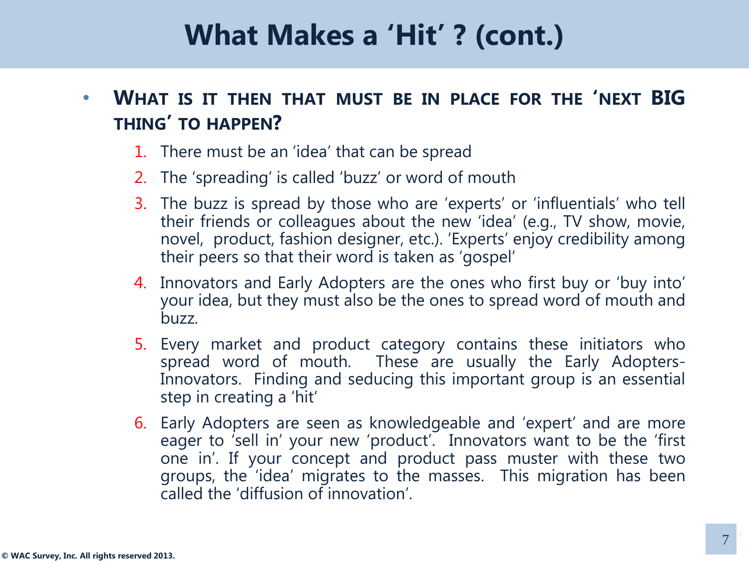# What Makes a 'Hit' ? (cont.)

- **WHAT IS IT THEN THAT MUST BE IN PLACE FOR THE 'NEXT BIG THING' TO HAPPEN?**

  1. There must be an 'idea' that can be spread
  2. The 'spreading' is called 'buzz' or word of mouth
  3. The buzz is spread by those who are 'experts' or 'influentials' who tell their friends or colleagues about the new 'idea' (e.g., TV show, movie, novel, product, fashion designer, etc.). 'Experts' enjoy credibility among their peers so that their word is taken as 'gospel'
  4. Innovators and Early Adopters are the ones who first buy or 'buy into' your idea, but they must also be the ones to spread word of mouth and buzz.
  5. Every market and product category contains these initiators who spread word of mouth. These are usually the Early Adopters-Innovators. Finding and seducing this important group is an essential step in creating a 'hit'
  6. Early Adopters are seen as knowledgeable and 'expert' and are more eager to 'sell in' your new 'product'. Innovators want to be the 'first one in'. If your concept and product pass muster with these two groups, the 'idea' migrates to the masses. This migration has been called the 'diffusion of innovation'.

© WAC Survey, Inc. All rights reserved 2013.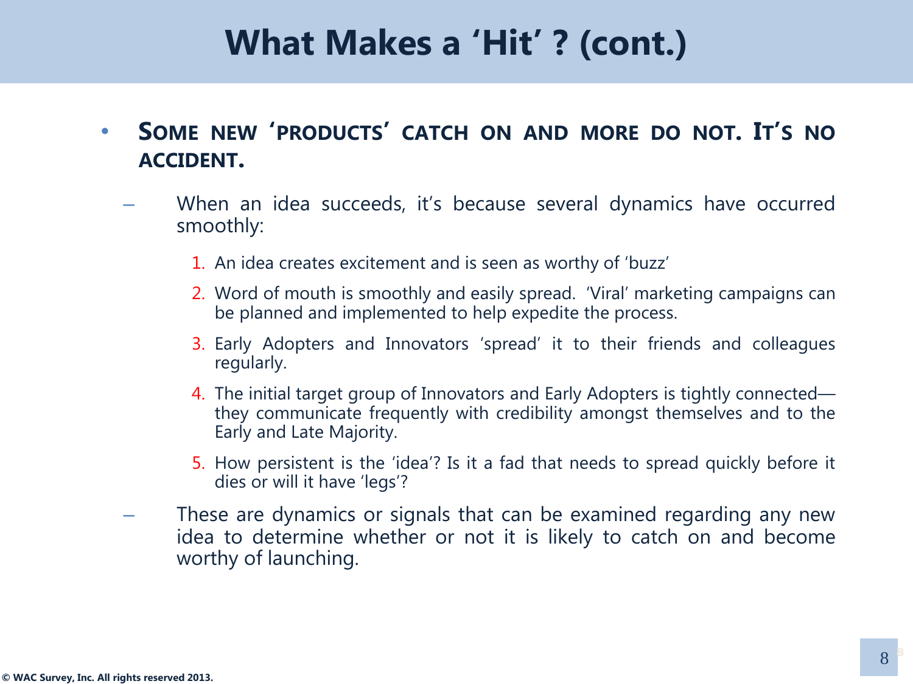# What Makes a 'Hit' ? (cont.)

- **Some new 'products' catch on and more do not. It's no accident.**
  - When an idea succeeds, it's because several dynamics have occurred smoothly:
    1. An idea creates excitement and is seen as worthy of 'buzz'
    2. Word of mouth is smoothly and easily spread. 'Viral' marketing campaigns can be planned and implemented to help expedite the process.
    3. Early Adopters and Innovators 'spread' it to their friends and colleagues regularly.
    4. The initial target group of Innovators and Early Adopters is tightly connected—they communicate frequently with credibility amongst themselves and to the Early and Late Majority.
    5. How persistent is the 'idea'? Is it a fad that needs to spread quickly before it dies or will it have 'legs'?
  - These are dynamics or signals that can be examined regarding any new idea to determine whether or not it is likely to catch on and become worthy of launching.

© WAC Survey, Inc. All rights reserved 2013.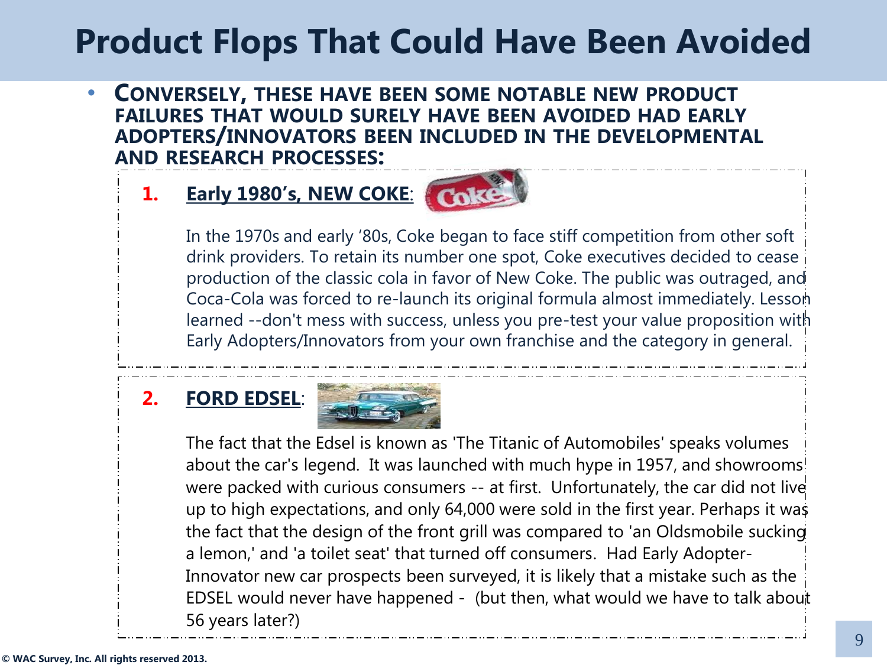# Product Flops That Could Have Been Avoided

- **CONVERSELY, THESE HAVE BEEN SOME NOTABLE NEW PRODUCT FAILURES THAT WOULD SURELY HAVE BEEN AVOIDED HAD EARLY ADOPTERS/INNOVATORS BEEN INCLUDED IN THE DEVELOPMENTAL AND RESEARCH PROCESSES:**

**1. Early 1980's, NEW COKE:**

In the 1970s and early '80s, Coke began to face stiff competition from other soft drink providers. To retain its number one spot, Coke executives decided to cease production of the classic cola in favor of New Coke. The public was outraged, and Coca-Cola was forced to re-launch its original formula almost immediately. Lesson learned --don't mess with success, unless you pre-test your value proposition with Early Adopters/Innovators from your own franchise and the category in general.

**2. FORD EDSEL:**

The fact that the Edsel is known as 'The Titanic of Automobiles' speaks volumes about the car's legend. It was launched with much hype in 1957, and showrooms were packed with curious consumers -- at first. Unfortunately, the car did not live up to high expectations, and only 64,000 were sold in the first year. Perhaps it was the fact that the design of the front grill was compared to 'an Oldsmobile sucking a lemon,' and 'a toilet seat' that turned off consumers. Had Early Adopter-Innovator new car prospects been surveyed, it is likely that a mistake such as the EDSEL would never have happened - (but then, what would we have to talk about 56 years later?)

© WAC Survey, Inc. All rights reserved 2013.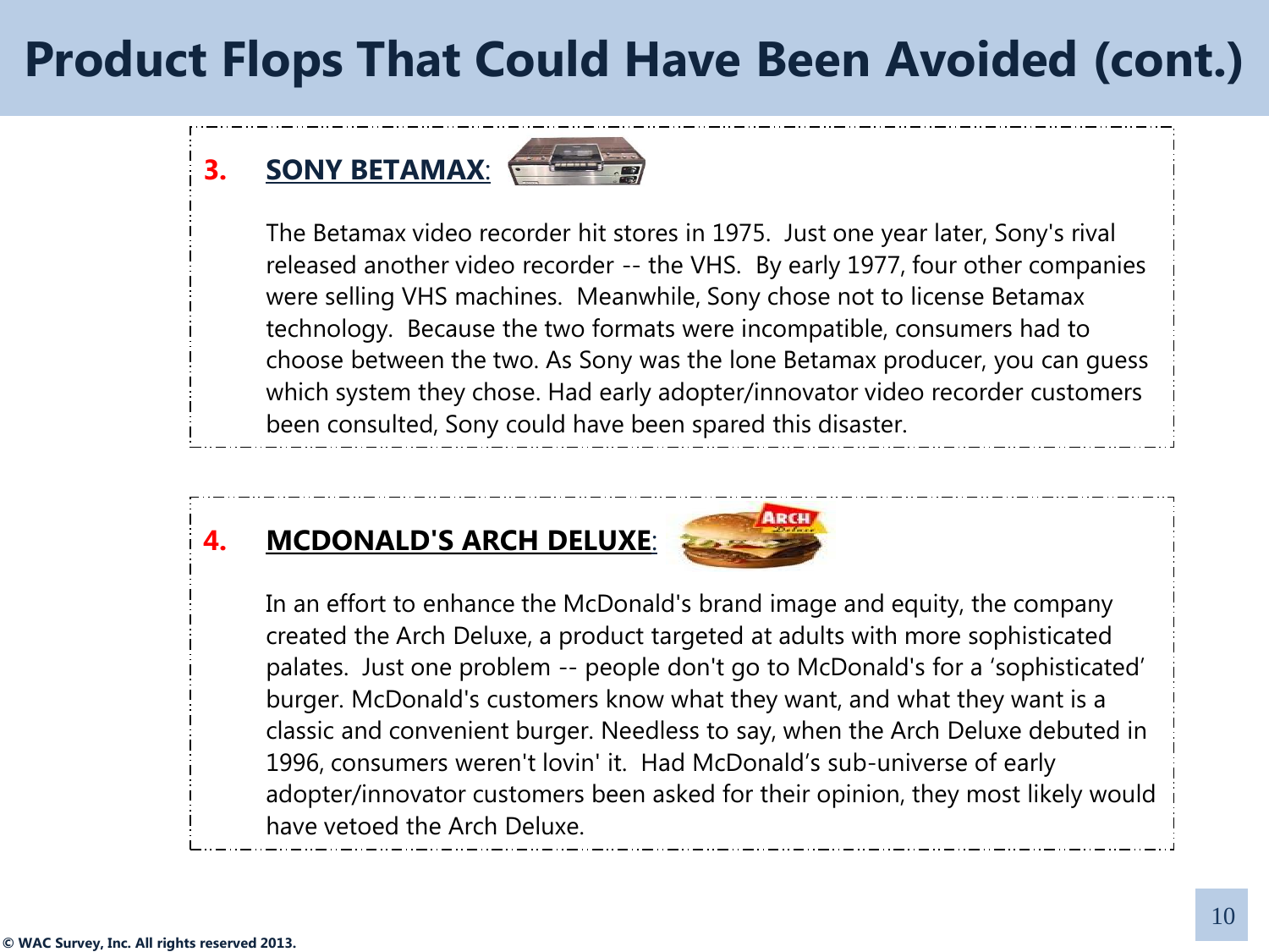# Product Flops That Could Have Been Avoided (cont.)

**3. SONY BETAMAX:**

The Betamax video recorder hit stores in 1975. Just one year later, Sony's rival released another video recorder -- the VHS. By early 1977, four other companies were selling VHS machines. Meanwhile, Sony chose not to license Betamax technology. Because the two formats were incompatible, consumers had to choose between the two. As Sony was the lone Betamax producer, you can guess which system they chose. Had early adopter/innovator video recorder customers been consulted, Sony could have been spared this disaster.

**4. MCDONALD'S ARCH DELUXE:**

In an effort to enhance the McDonald's brand image and equity, the company created the Arch Deluxe, a product targeted at adults with more sophisticated palates. Just one problem -- people don't go to McDonald's for a 'sophisticated' burger. McDonald's customers know what they want, and what they want is a classic and convenient burger. Needless to say, when the Arch Deluxe debuted in 1996, consumers weren't lovin' it. Had McDonald's sub-universe of early adopter/innovator customers been asked for their opinion, they most likely would have vetoed the Arch Deluxe.

© WAC Survey, Inc. All rights reserved 2013.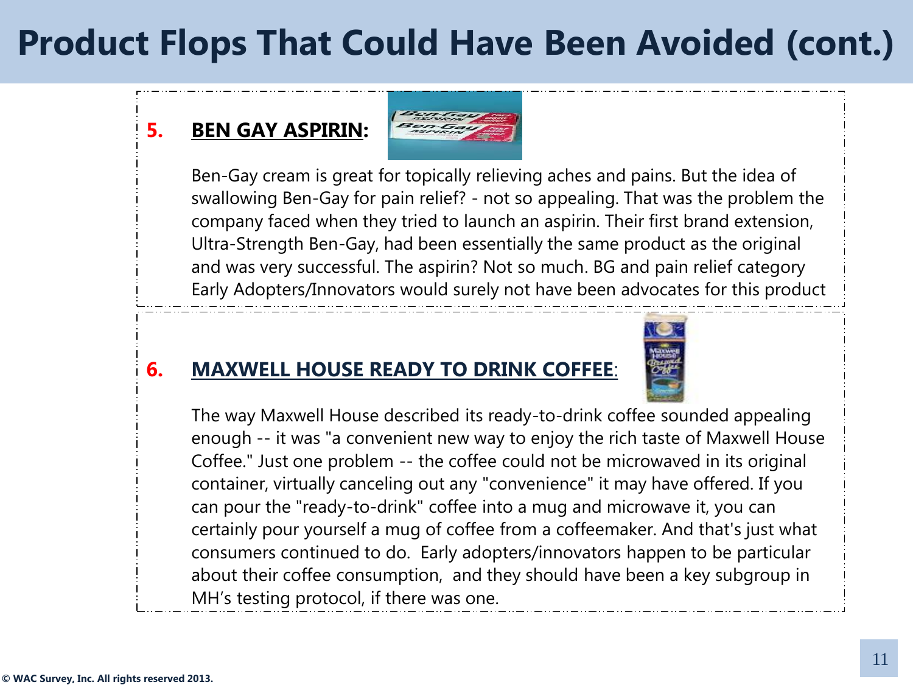# Product Flops That Could Have Been Avoided (cont.)

**5. BEN GAY ASPIRIN:**

Ben-Gay cream is great for topically relieving aches and pains. But the idea of swallowing Ben-Gay for pain relief? - not so appealing. That was the problem the company faced when they tried to launch an aspirin. Their first brand extension, Ultra-Strength Ben-Gay, had been essentially the same product as the original and was very successful. The aspirin? Not so much. BG and pain relief category Early Adopters/Innovators would surely not have been advocates for this product

**6. MAXWELL HOUSE READY TO DRINK COFFEE:**

The way Maxwell House described its ready-to-drink coffee sounded appealing enough -- it was "a convenient new way to enjoy the rich taste of Maxwell House Coffee." Just one problem -- the coffee could not be microwaved in its original container, virtually canceling out any "convenience" it may have offered. If you can pour the "ready-to-drink" coffee into a mug and microwave it, you can certainly pour yourself a mug of coffee from a coffeemaker. And that's just what consumers continued to do. Early adopters/innovators happen to be particular about their coffee consumption, and they should have been a key subgroup in MH's testing protocol, if there was one.

© WAC Survey, Inc. All rights reserved 2013.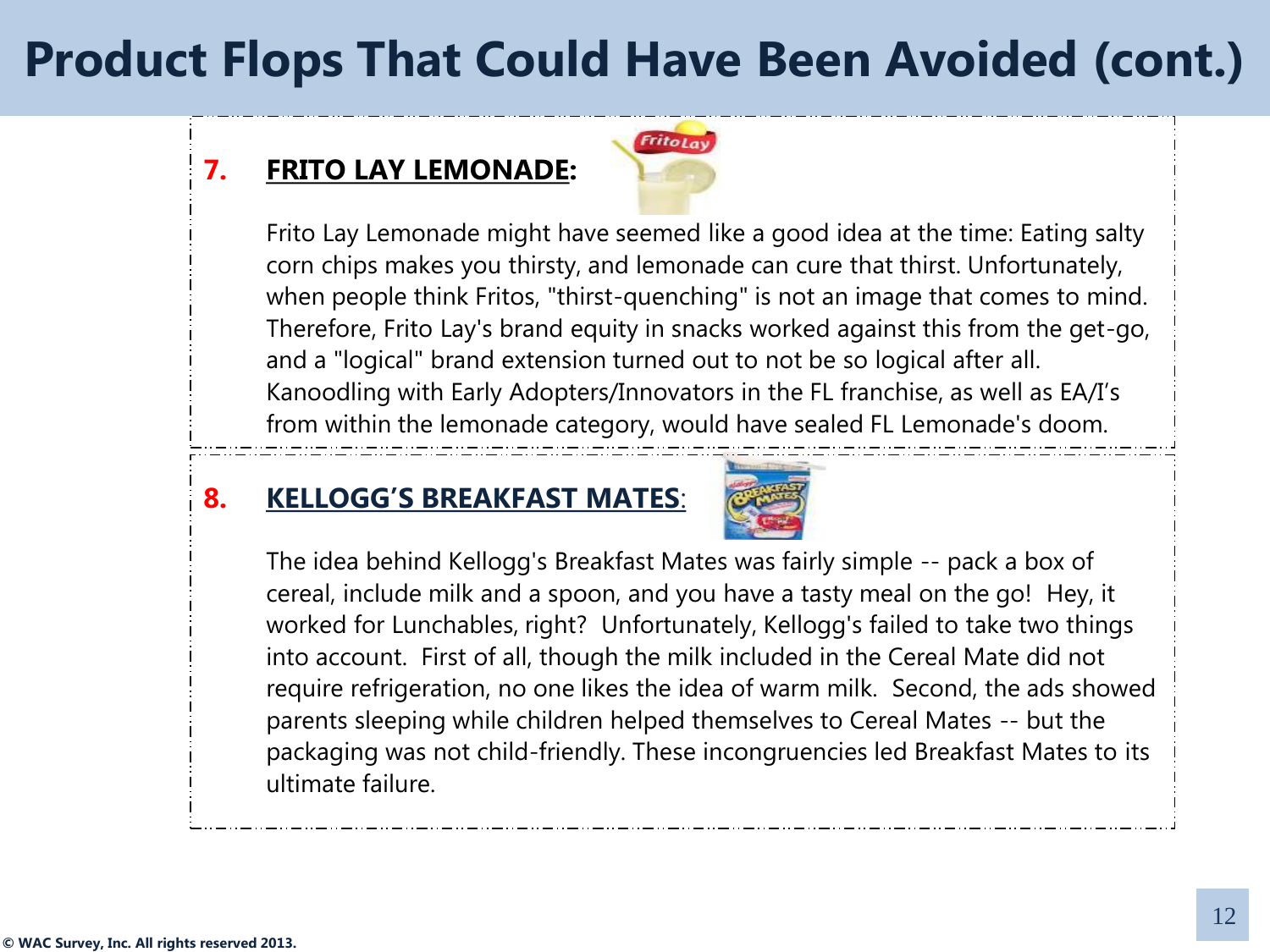# Product Flops That Could Have Been Avoided (cont.)

## 7. FRITO LAY LEMONADE:

Frito Lay Lemonade might have seemed like a good idea at the time: Eating salty corn chips makes you thirsty, and lemonade can cure that thirst. Unfortunately, when people think Fritos, "thirst-quenching" is not an image that comes to mind. Therefore, Frito Lay's brand equity in snacks worked against this from the get-go, and a "logical" brand extension turned out to not be so logical after all. Kanoodling with Early Adopters/Innovators in the FL franchise, as well as EA/I's from within the lemonade category, would have sealed FL Lemonade's doom.

## 8. KELLOGG'S BREAKFAST MATES:

The idea behind Kellogg's Breakfast Mates was fairly simple -- pack a box of cereal, include milk and a spoon, and you have a tasty meal on the go! Hey, it worked for Lunchables, right? Unfortunately, Kellogg's failed to take two things into account. First of all, though the milk included in the Cereal Mate did not require refrigeration, no one likes the idea of warm milk. Second, the ads showed parents sleeping while children helped themselves to Cereal Mates -- but the packaging was not child-friendly. These incongruencies led Breakfast Mates to its ultimate failure.

© WAC Survey, Inc. All rights reserved 2013.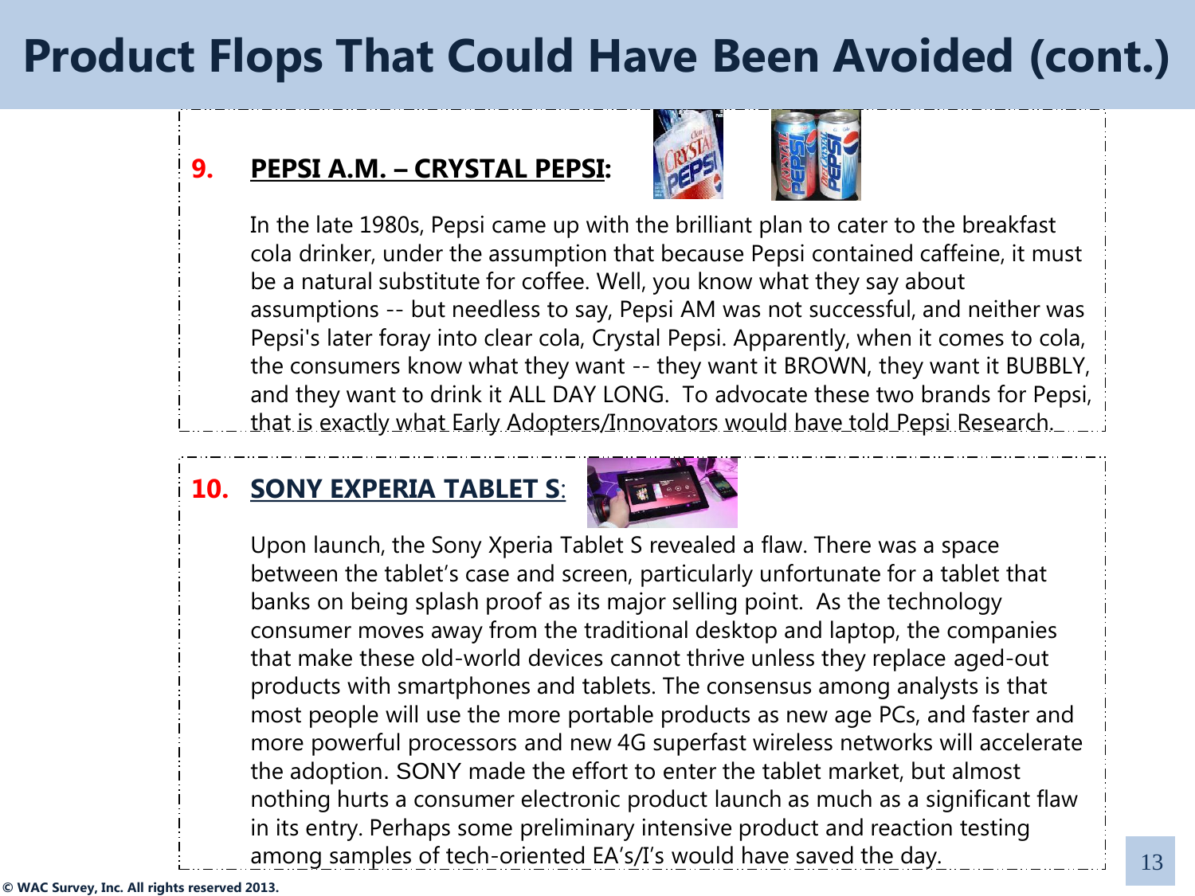# Product Flops That Could Have Been Avoided (cont.)

**9. PEPSI A.M. – CRYSTAL PEPSI:**

In the late 1980s, Pepsi came up with the brilliant plan to cater to the breakfast cola drinker, under the assumption that because Pepsi contained caffeine, it must be a natural substitute for coffee. Well, you know what they say about assumptions -- but needless to say, Pepsi AM was not successful, and neither was Pepsi's later foray into clear cola, Crystal Pepsi. Apparently, when it comes to cola, the consumers know what they want -- they want it BROWN, they want it BUBBLY, and they want to drink it ALL DAY LONG. To advocate these two brands for Pepsi, that is exactly what Early Adopters/Innovators would have told Pepsi Research.

**10. SONY EXPERIA TABLET S:**

Upon launch, the Sony Xperia Tablet S revealed a flaw. There was a space between the tablet's case and screen, particularly unfortunate for a tablet that banks on being splash proof as its major selling point. As the technology consumer moves away from the traditional desktop and laptop, the companies that make these old-world devices cannot thrive unless they replace aged-out products with smartphones and tablets. The consensus among analysts is that most people will use the more portable products as new age PCs, and faster and more powerful processors and new 4G superfast wireless networks will accelerate the adoption. SONY made the effort to enter the tablet market, but almost nothing hurts a consumer electronic product launch as much as a significant flaw in its entry. Perhaps some preliminary intensive product and reaction testing among samples of tech-oriented EA's/I's would have saved the day.

© WAC Survey, Inc. All rights reserved 2013.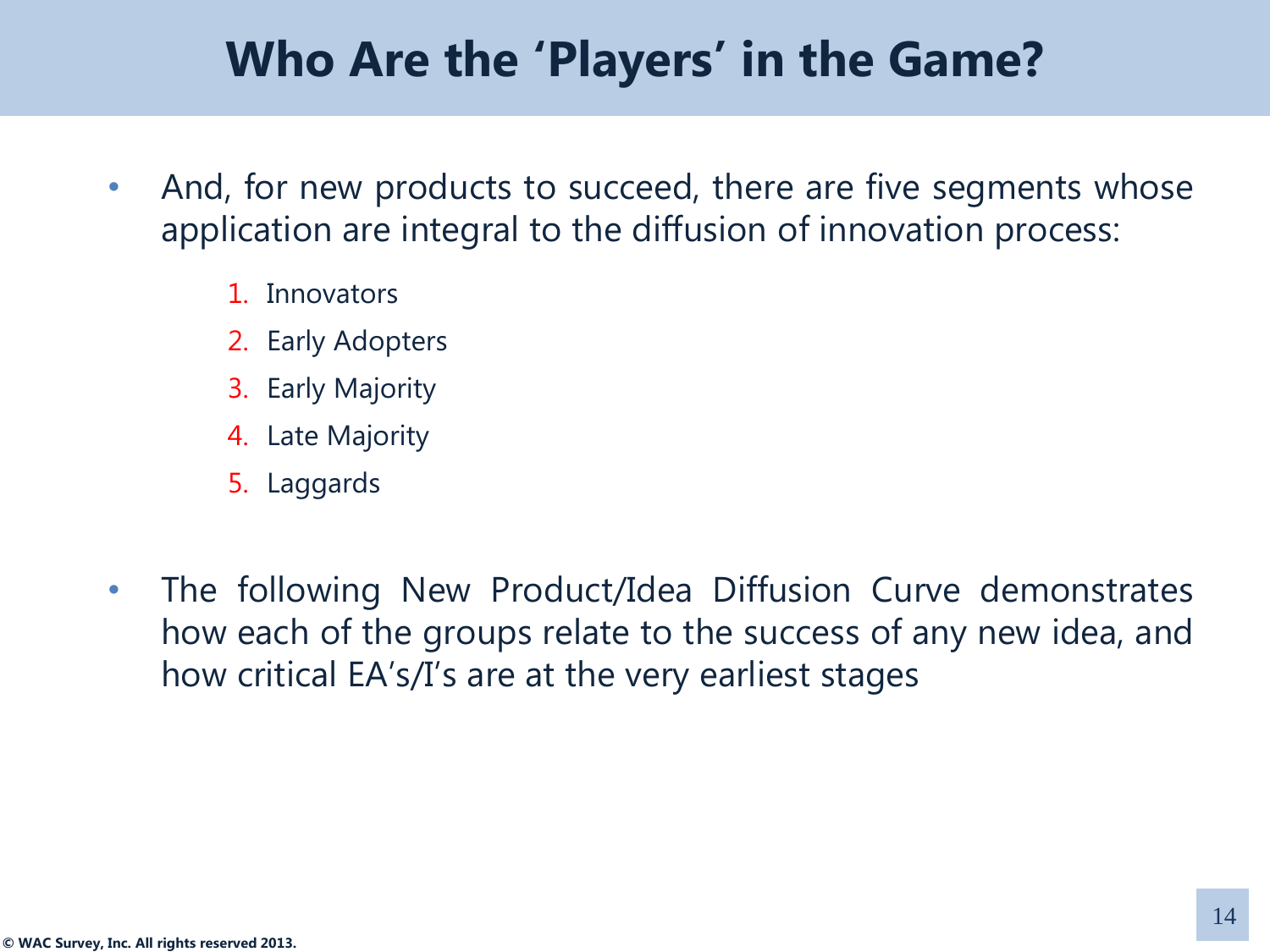# Who Are the 'Players' in the Game?

- And, for new products to succeed, there are five segments whose application are integral to the diffusion of innovation process:

    1. Innovators
    2. Early Adopters
    3. Early Majority
    4. Late Majority
    5. Laggards

- The following New Product/Idea Diffusion Curve demonstrates how each of the groups relate to the success of any new idea, and how critical EA's/I's are at the very earliest stages

© WAC Survey, Inc. All rights reserved 2013.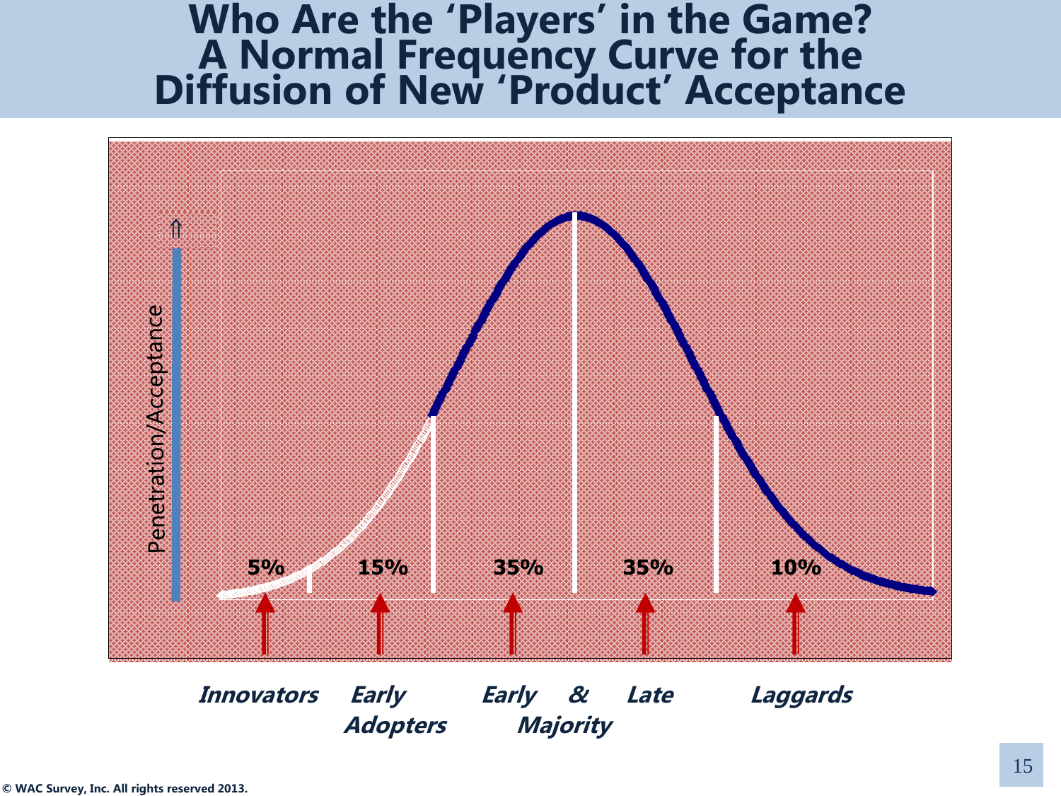# Who Are the 'Players' in the Game? A Normal Frequency Curve for the Diffusion of New 'Product' Acceptance

Penetration/Acceptance

5% 15% 35% 35% 10%

*Innovators* *Early Adopters* *Early & Late Majority* *Laggards*

© WAC Survey, Inc. All rights reserved 2013.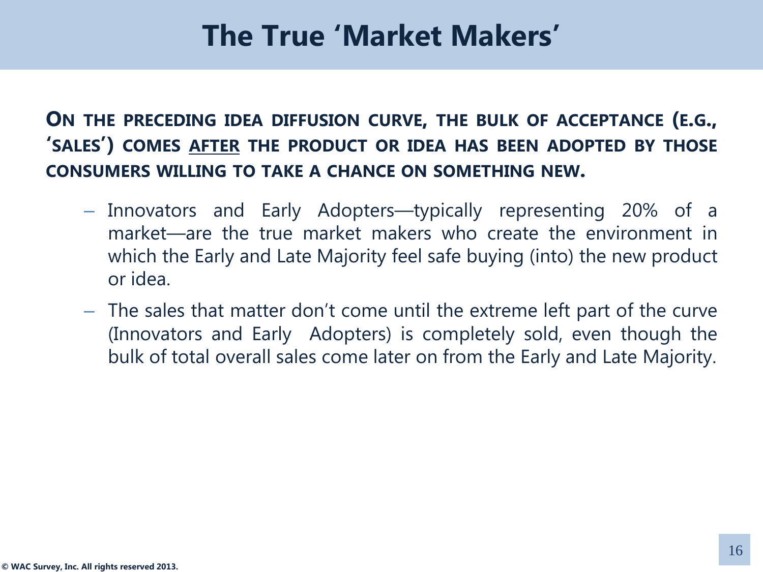# The True 'Market Makers'

**ON THE PRECEDING IDEA DIFFUSION CURVE, THE BULK OF ACCEPTANCE (E.G., 'SALES') COMES <u>AFTER</u> THE PRODUCT OR IDEA HAS BEEN ADOPTED BY THOSE CONSUMERS WILLING TO TAKE A CHANCE ON SOMETHING NEW.**

- Innovators and Early Adopters—typically representing 20% of a market—are the true market makers who create the environment in which the Early and Late Majority feel safe buying (into) the new product or idea.
- The sales that matter don't come until the extreme left part of the curve (Innovators and Early Adopters) is completely sold, even though the bulk of total overall sales come later on from the Early and Late Majority.

© WAC Survey, Inc. All rights reserved 2013.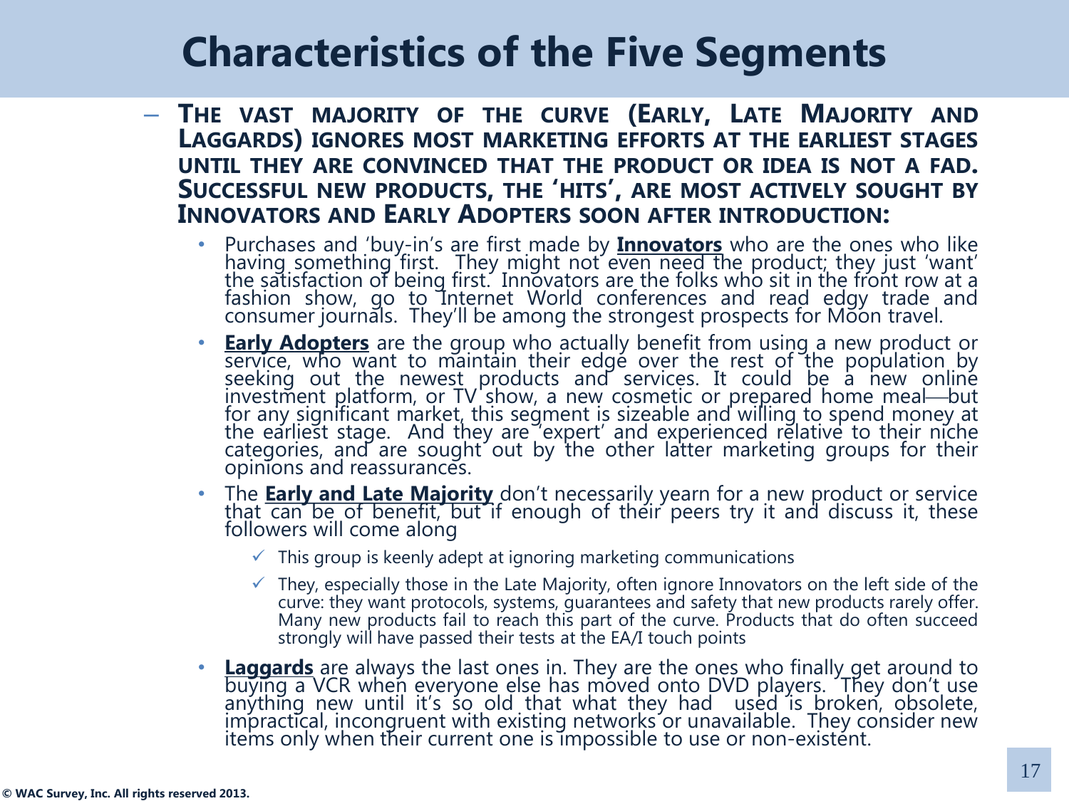# Characteristics of the Five Segments

- **The vast majority of the curve (Early, Late Majority and Laggards) ignores most marketing efforts at the earliest stages until they are convinced that the product or idea is not a fad. Successful new products, the 'hits', are most actively sought by Innovators and Early Adopters soon after introduction:**
  - Purchases and 'buy-in's are first made by **Innovators** who are the ones who like having something first. They might not even need the product; they just 'want' the satisfaction of being first. Innovators are the folks who sit in the front row at a fashion show, go to Internet World conferences and read edgy trade and consumer journals. They'll be among the strongest prospects for Moon travel.
  - **Early Adopters** are the group who actually benefit from using a new product or service, who want to maintain their edge over the rest of the population by seeking out the newest products and services. It could be a new online investment platform, or TV show, a new cosmetic or prepared home meal—but for any significant market, this segment is sizeable and willing to spend money at the earliest stage. And they are 'expert' and experienced relative to their niche categories, and are sought out by the other latter marketing groups for their opinions and reassurances.
  - The **Early and Late Majority** don't necessarily yearn for a new product or service that can be of benefit, but if enough of their peers try it and discuss it, these followers will come along
    - ✓ This group is keenly adept at ignoring marketing communications
    - ✓ They, especially those in the Late Majority, often ignore Innovators on the left side of the curve: they want protocols, systems, guarantees and safety that new products rarely offer. Many new products fail to reach this part of the curve. Products that do often succeed strongly will have passed their tests at the EA/I touch points
  - **Laggards** are always the last ones in. They are the ones who finally get around to buying a VCR when everyone else has moved onto DVD players. They don't use anything new until it's so old that what they had used is broken, obsolete, impractical, incongruent with existing networks or unavailable. They consider new items only when their current one is impossible to use or non-existent.

© WAC Survey, Inc. All rights reserved 2013.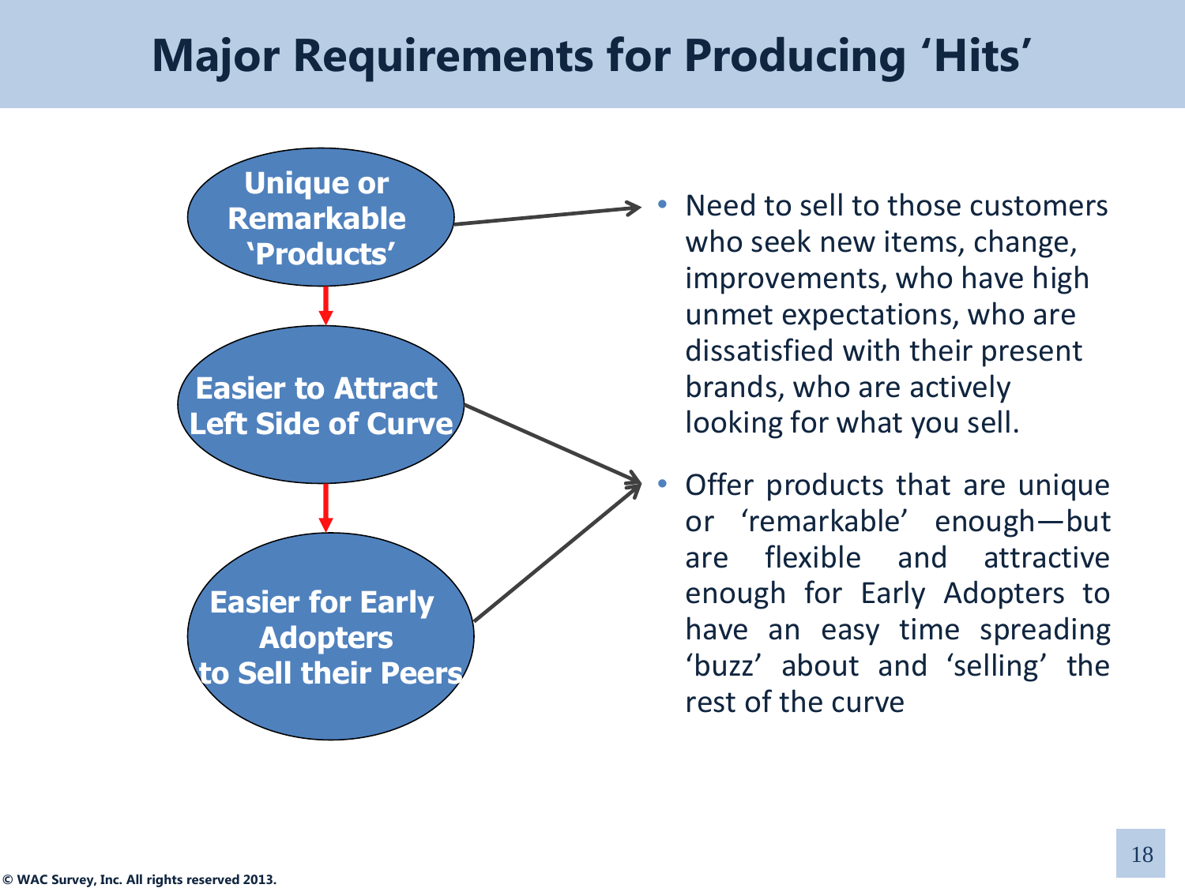# Major Requirements for Producing 'Hits'

**Unique or Remarkable 'Products'**

**Easier to Attract Left Side of Curve**

**Easier for Early Adopters to Sell their Peers**

- Need to sell to those customers who seek new items, change, improvements, who have high unmet expectations, who are dissatisfied with their present brands, who are actively looking for what you sell.
- Offer products that are unique or 'remarkable' enough—but are flexible and attractive enough for Early Adopters to have an easy time spreading 'buzz' about and 'selling' the rest of the curve

© WAC Survey, Inc. All rights reserved 2013.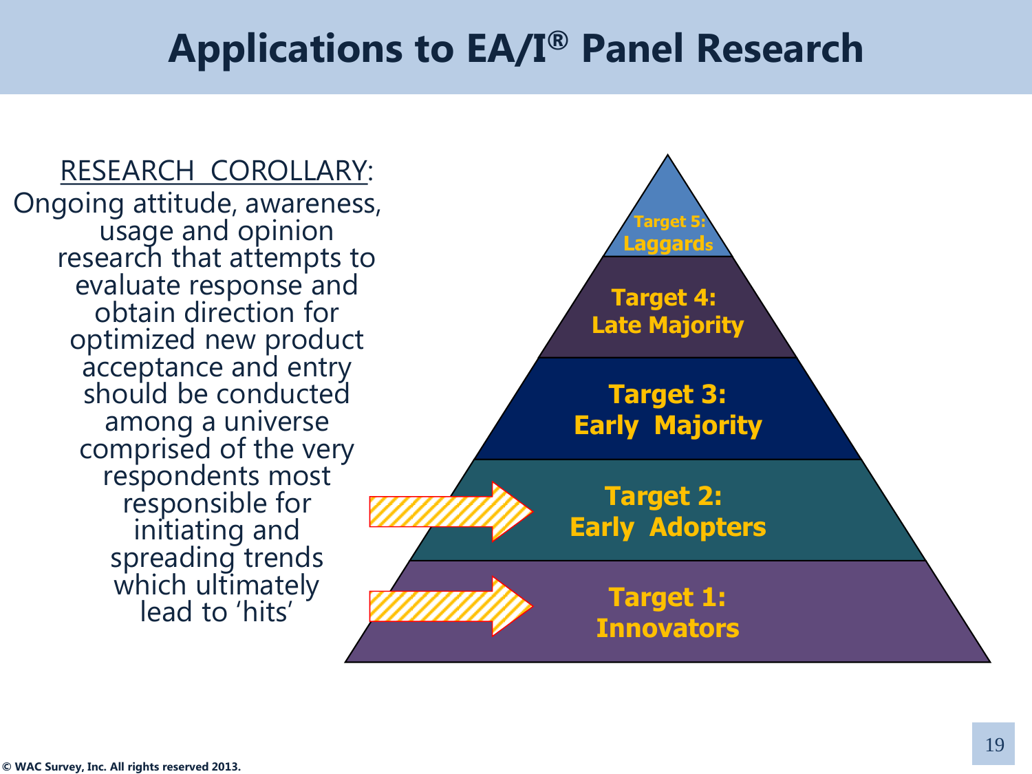# Applications to EA/I® Panel Research

RESEARCH COROLLARY:

Ongoing attitude, awareness, usage and opinion research that attempts to evaluate response and obtain direction for optimized new product acceptance and entry should be conducted among a universe comprised of the very respondents most responsible for initiating and spreading trends which ultimately lead to 'hits'

- Target 5: Laggards
- Target 4: Late Majority
- Target 3: Early Majority
- Target 2: Early Adopters
- Target 1: Innovators

© WAC Survey, Inc. All rights reserved 2013.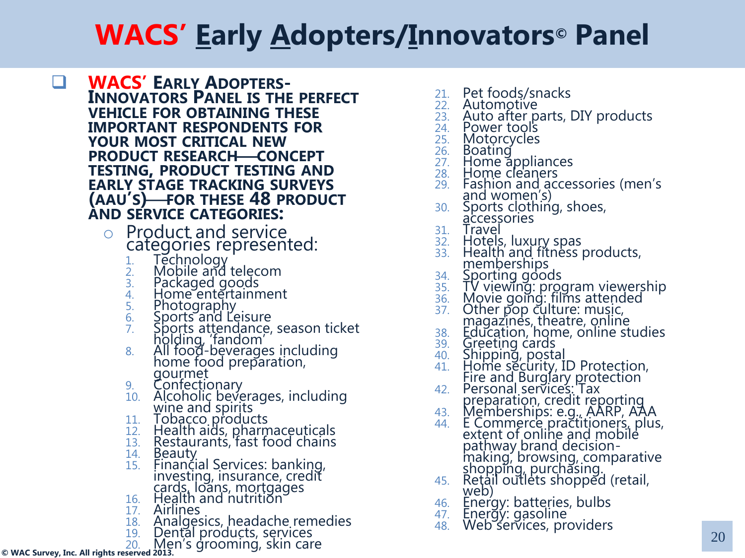# WACS' Early Adopters/Innovators© Panel

- **WACS' EARLY ADOPTERS-INNOVATORS PANEL IS THE PERFECT VEHICLE FOR OBTAINING THESE IMPORTANT RESPONDENTS FOR YOUR MOST CRITICAL NEW PRODUCT RESEARCH—CONCEPT TESTING, PRODUCT TESTING AND EARLY STAGE TRACKING SURVEYS (AAU'S)—FOR THESE 48 PRODUCT AND SERVICE CATEGORIES:**
  - Product and service categories represented:
    1. Technology
    2. Mobile and telecom
    3. Packaged goods
    4. Home entertainment
    5. Photography
    6. Sports and Leisure
    7. Sports attendance, season ticket holding, 'fandom'
    8. All food-beverages including home food preparation, gourmet
    9. Confectionary
    10. Alcoholic beverages, including wine and spirits
    11. Tobacco products
    12. Health aids, pharmaceuticals
    13. Restaurants, fast food chains
    14. Beauty
    15. Financial Services: banking, investing, insurance, credit cards, loans, mortgages
    16. Health and nutrition
    17. Airlines
    18. Analgesics, headache remedies
    19. Dental products, services
    20. Men's grooming, skin care
    21. Pet foods/snacks
    22. Automotive
    23. Auto after parts, DIY products
    24. Power tools
    25. Motorcycles
    26. Boating
    27. Home appliances
    28. Home cleaners
    29. Fashion and accessories (men's and women's)
    30. Sports clothing, shoes, accessories
    31. Travel
    32. Hotels, luxury spas
    33. Health and fitness products, memberships
    34. Sporting goods
    35. TV viewing: program viewership
    36. Movie going: films attended
    37. Other pop culture: music, magazines, theatre, online
    38. Education, home, online studies
    39. Greeting cards
    40. Shipping, postal
    41. Home security, ID Protection, Fire and Burglary protection
    42. Personal services: Tax preparation, credit reporting
    43. Memberships: e.g., AARP, AAA
    44. E Commerce practitioners, plus, extent of online and mobile pathway brand decision-making, browsing, comparative shopping, purchasing.
    45. Retail outlets shopped (retail, web)
    46. Energy: batteries, bulbs
    47. Energy: gasoline
    48. Web services, providers

© WAC Survey, Inc. All rights reserved 2013.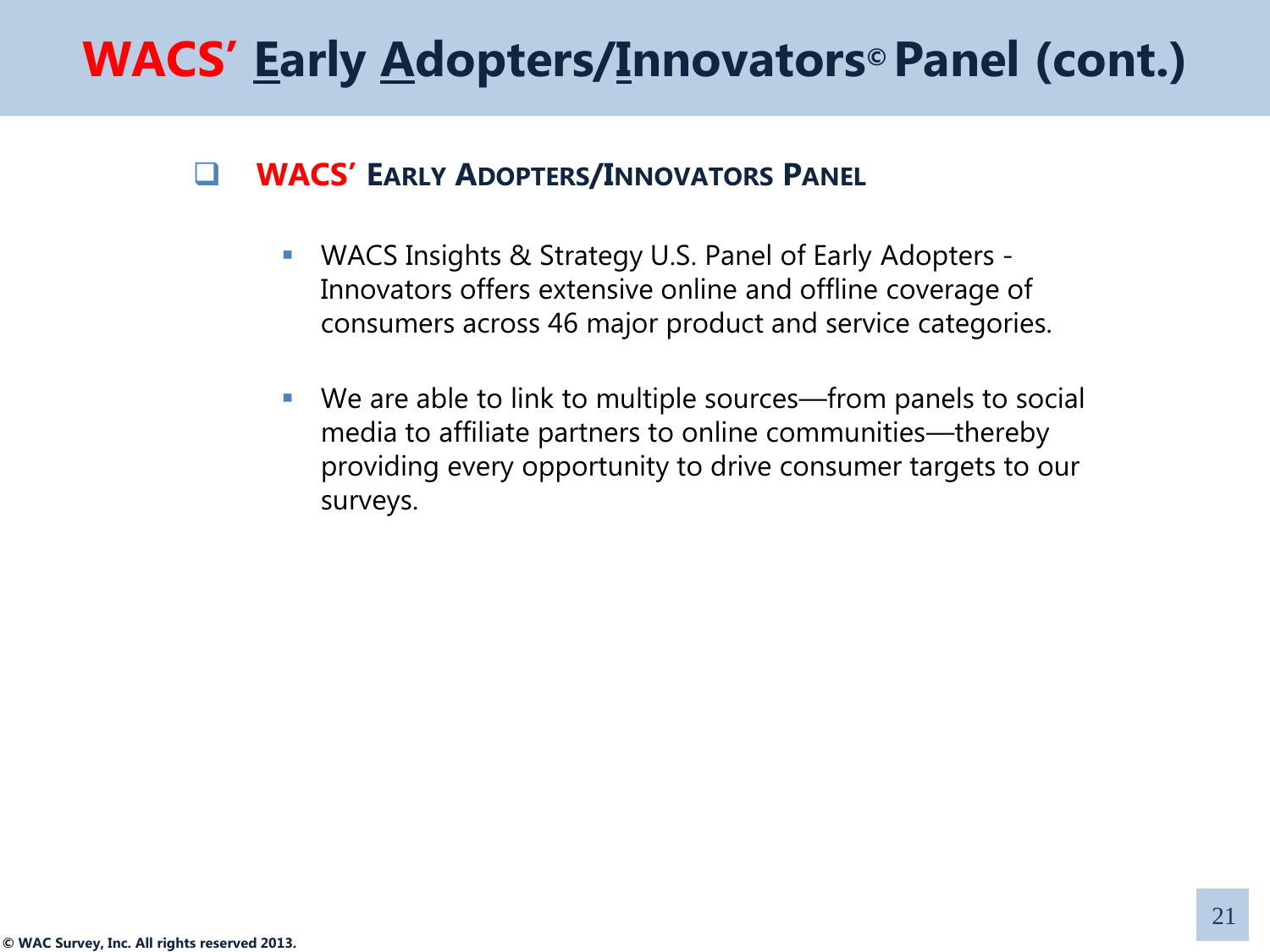# WACS' Early Adopters/Innovators© Panel (cont.)

## WACS' Early Adopters/Innovators Panel

- WACS Insights & Strategy U.S. Panel of Early Adopters - Innovators offers extensive online and offline coverage of consumers across 46 major product and service categories.

- We are able to link to multiple sources—from panels to social media to affiliate partners to online communities—thereby providing every opportunity to drive consumer targets to our surveys.

© WAC Survey, Inc. All rights reserved 2013.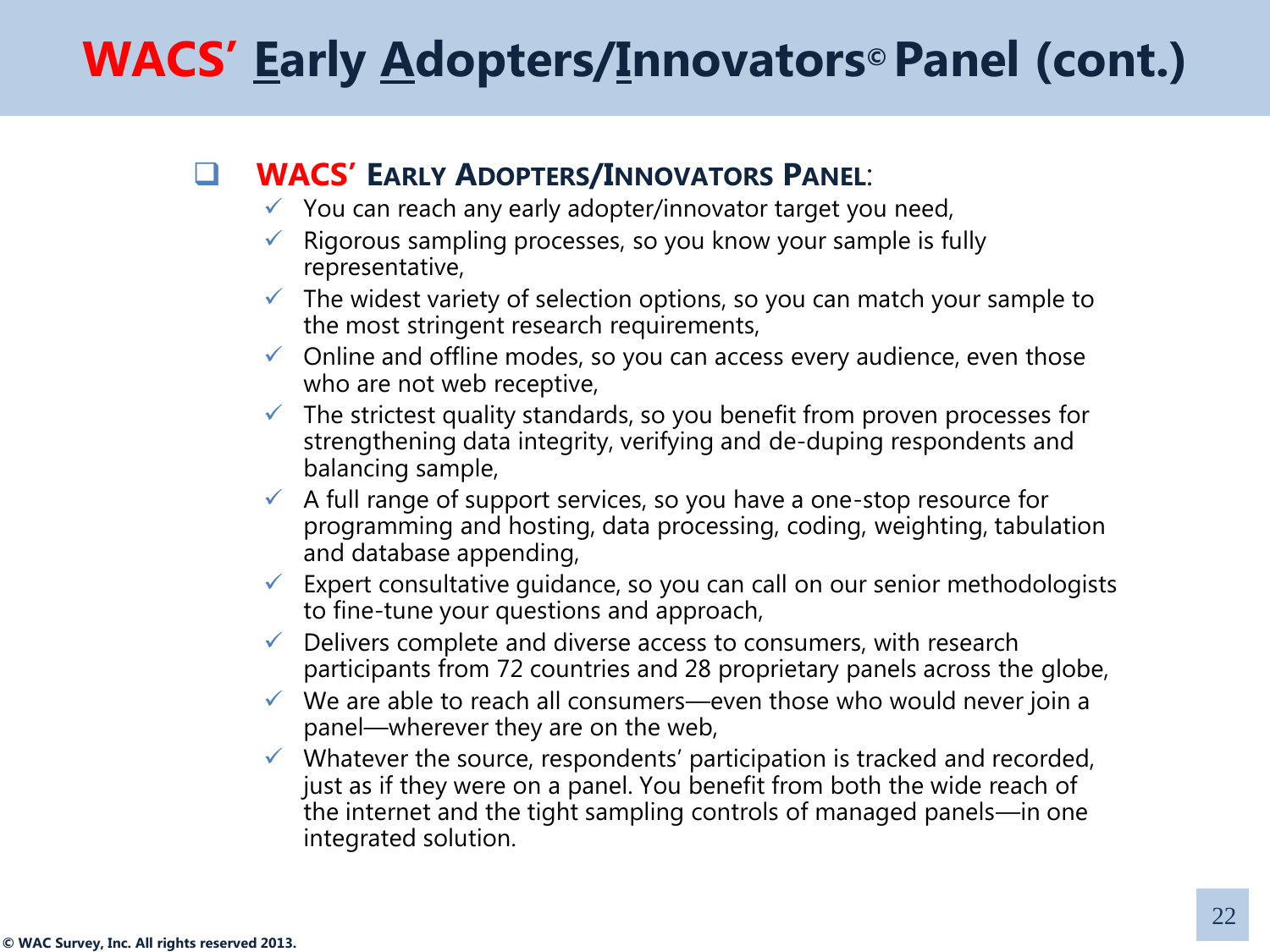# WACS' Early Adopters/Innovators© Panel (cont.)

- **WACS' Early Adopters/Innovators Panel**:
  - ✓ You can reach any early adopter/innovator target you need,
  - ✓ Rigorous sampling processes, so you know your sample is fully representative,
  - ✓ The widest variety of selection options, so you can match your sample to the most stringent research requirements,
  - ✓ Online and offline modes, so you can access every audience, even those who are not web receptive,
  - ✓ The strictest quality standards, so you benefit from proven processes for strengthening data integrity, verifying and de-duping respondents and balancing sample,
  - ✓ A full range of support services, so you have a one-stop resource for programming and hosting, data processing, coding, weighting, tabulation and database appending,
  - ✓ Expert consultative guidance, so you can call on our senior methodologists to fine-tune your questions and approach,
  - ✓ Delivers complete and diverse access to consumers, with research participants from 72 countries and 28 proprietary panels across the globe,
  - ✓ We are able to reach all consumers—even those who would never join a panel—wherever they are on the web,
  - ✓ Whatever the source, respondents' participation is tracked and recorded, just as if they were on a panel. You benefit from both the wide reach of the internet and the tight sampling controls of managed panels—in one integrated solution.

© WAC Survey, Inc. All rights reserved 2013.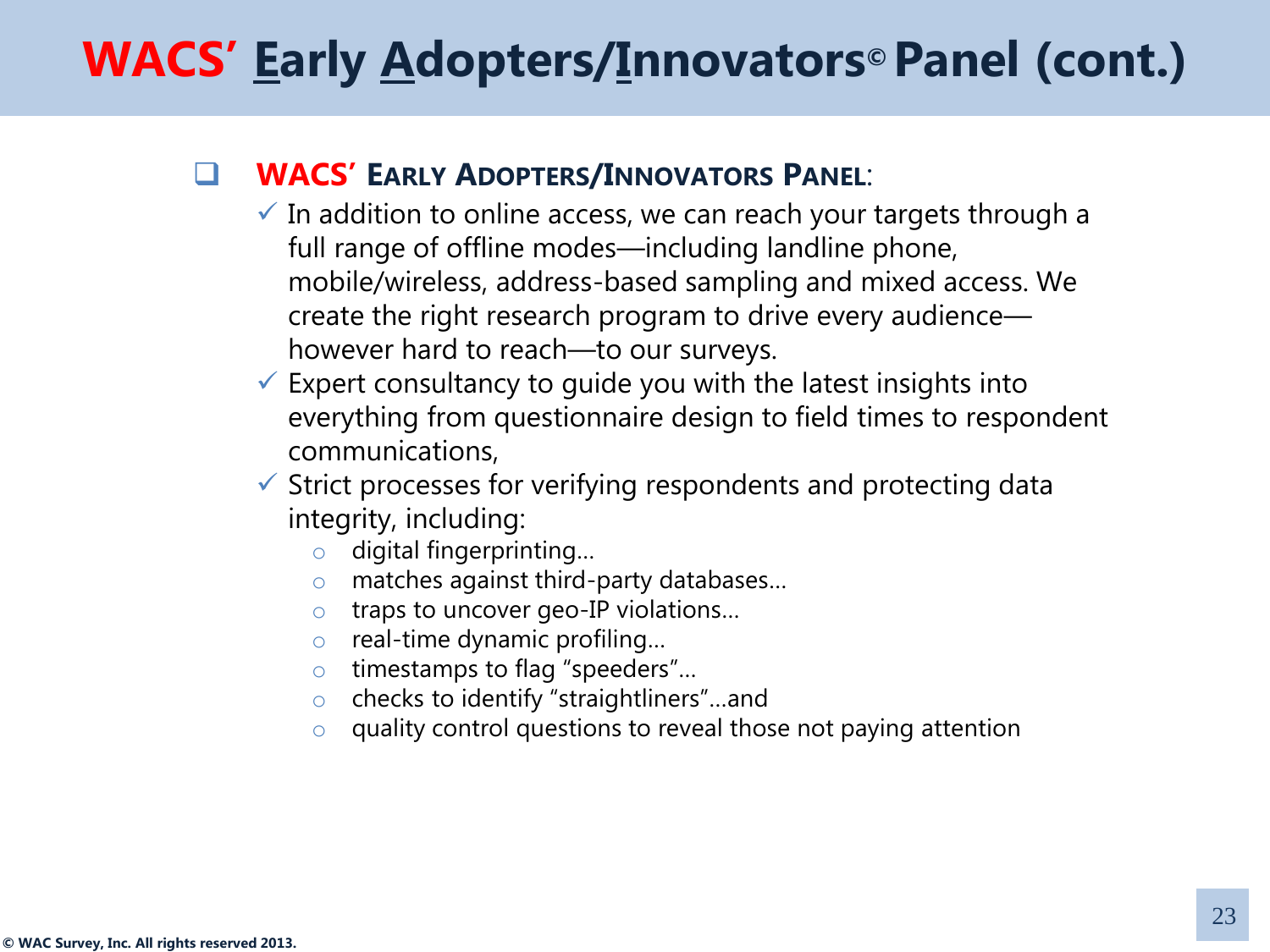# WACS' Early Adopters/Innovators© Panel (cont.)

- **WACS' Early Adopters/Innovators Panel**:
  - ✓ In addition to online access, we can reach your targets through a full range of offline modes—including landline phone, mobile/wireless, address-based sampling and mixed access. We create the right research program to drive every audience—however hard to reach—to our surveys.
  - ✓ Expert consultancy to guide you with the latest insights into everything from questionnaire design to field times to respondent communications,
  - ✓ Strict processes for verifying respondents and protecting data integrity, including:
    - digital fingerprinting…
    - matches against third-party databases…
    - traps to uncover geo-IP violations…
    - real-time dynamic profiling…
    - timestamps to flag "speeders"…
    - checks to identify "straightliners"…and
    - quality control questions to reveal those not paying attention

© WAC Survey, Inc. All rights reserved 2013.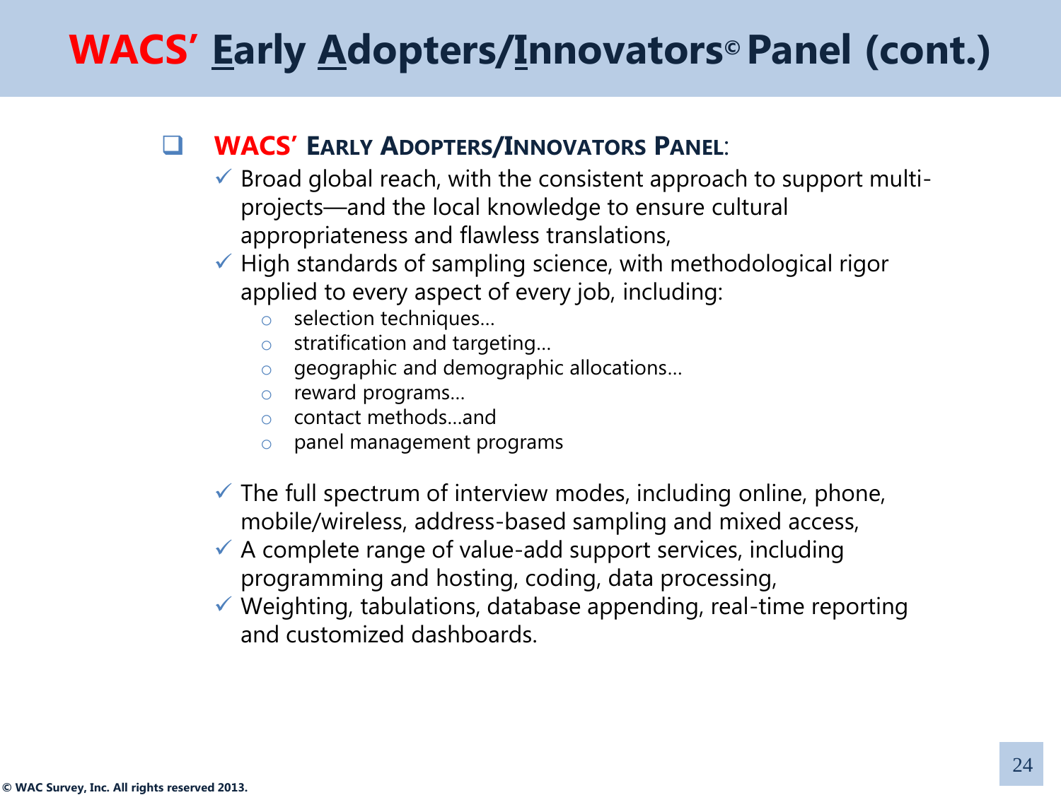# WACS' Early Adopters/Innovators© Panel (cont.)

- **WACS' EARLY ADOPTERS/INNOVATORS PANEL**:
  - ✓ Broad global reach, with the consistent approach to support multi-projects—and the local knowledge to ensure cultural appropriateness and flawless translations,
  - ✓ High standards of sampling science, with methodological rigor applied to every aspect of every job, including:
    - selection techniques…
    - stratification and targeting…
    - geographic and demographic allocations…
    - reward programs…
    - contact methods…and
    - panel management programs
  - ✓ The full spectrum of interview modes, including online, phone, mobile/wireless, address-based sampling and mixed access,
  - ✓ A complete range of value-add support services, including programming and hosting, coding, data processing,
  - ✓ Weighting, tabulations, database appending, real-time reporting and customized dashboards.

© WAC Survey, Inc. All rights reserved 2013.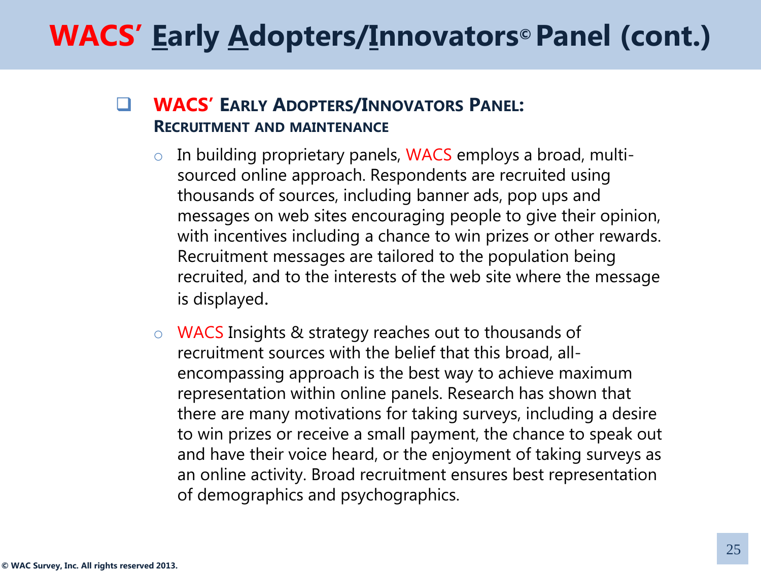# WACS' Early Adopters/Innovators© Panel (cont.)

- **WACS' Early Adopters/Innovators Panel: Recruitment and Maintenance**
  - In building proprietary panels, WACS employs a broad, multi-sourced online approach. Respondents are recruited using thousands of sources, including banner ads, pop ups and messages on web sites encouraging people to give their opinion, with incentives including a chance to win prizes or other rewards. Recruitment messages are tailored to the population being recruited, and to the interests of the web site where the message is displayed.
  - WACS Insights & strategy reaches out to thousands of recruitment sources with the belief that this broad, all-encompassing approach is the best way to achieve maximum representation within online panels. Research has shown that there are many motivations for taking surveys, including a desire to win prizes or receive a small payment, the chance to speak out and have their voice heard, or the enjoyment of taking surveys as an online activity. Broad recruitment ensures best representation of demographics and psychographics.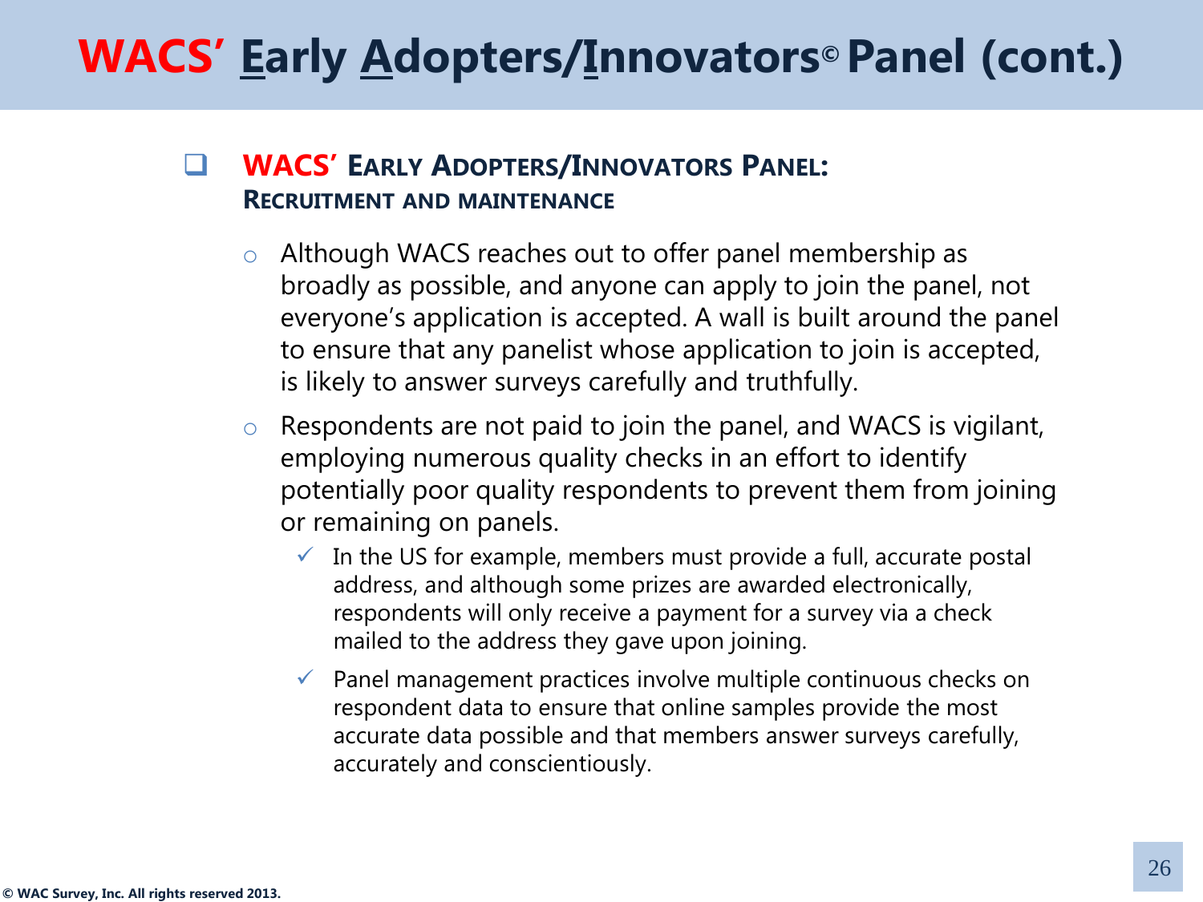# WACS' Early Adopters/Innovators© Panel (cont.)

- **WACS' Early Adopters/Innovators Panel: Recruitment and Maintenance**
  - Although WACS reaches out to offer panel membership as broadly as possible, and anyone can apply to join the panel, not everyone's application is accepted. A wall is built around the panel to ensure that any panelist whose application to join is accepted, is likely to answer surveys carefully and truthfully.
  - Respondents are not paid to join the panel, and WACS is vigilant, employing numerous quality checks in an effort to identify potentially poor quality respondents to prevent them from joining or remaining on panels.
    - ✓ In the US for example, members must provide a full, accurate postal address, and although some prizes are awarded electronically, respondents will only receive a payment for a survey via a check mailed to the address they gave upon joining.
    - ✓ Panel management practices involve multiple continuous checks on respondent data to ensure that online samples provide the most accurate data possible and that members answer surveys carefully, accurately and conscientiously.

© WAC Survey, Inc. All rights reserved 2013.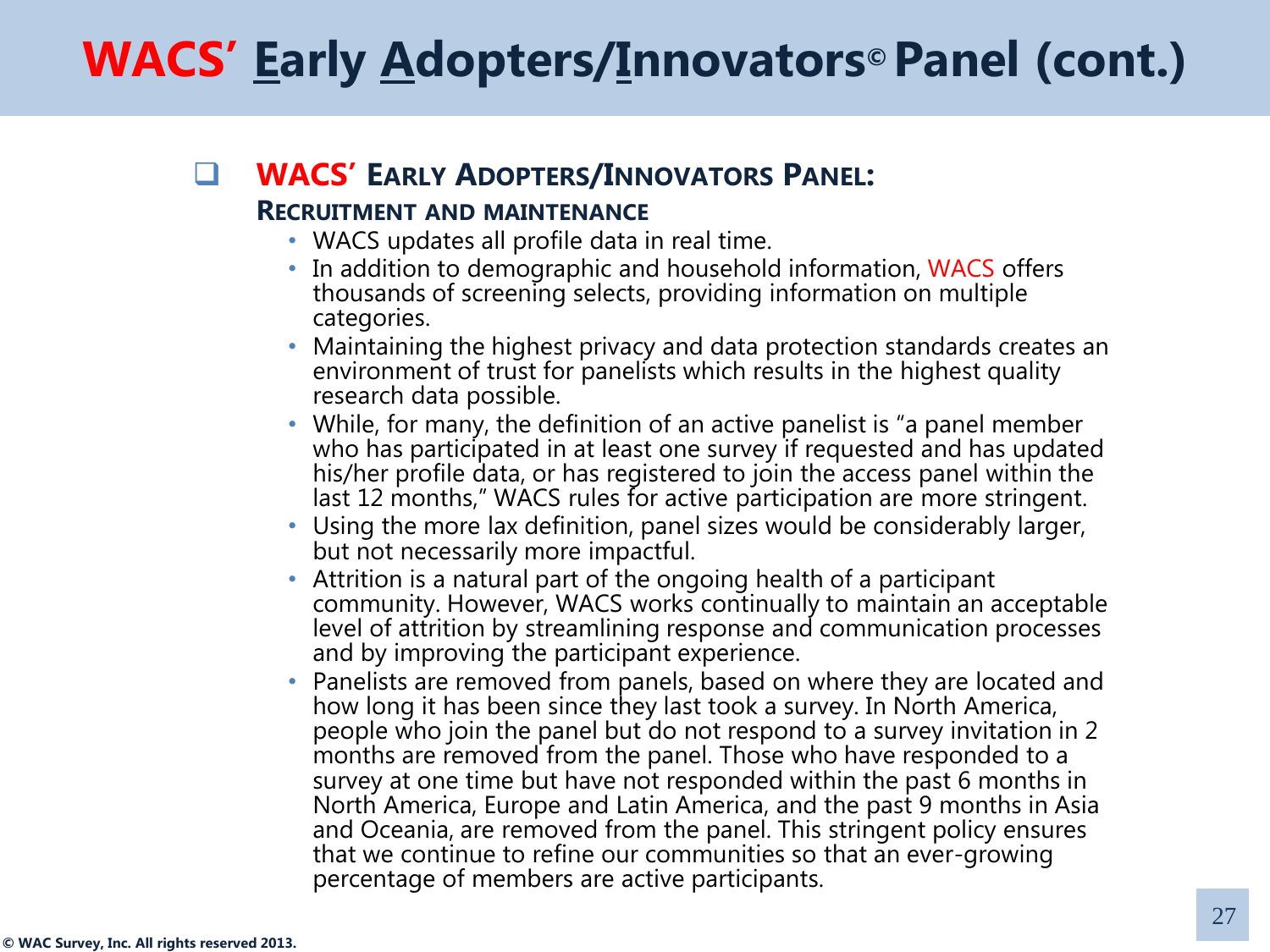# WACS' Early Adopters/Innovators© Panel (cont.)

## WACS' Early Adopters/Innovators Panel:

### Recruitment and Maintenance

- WACS updates all profile data in real time.
- In addition to demographic and household information, WACS offers thousands of screening selects, providing information on multiple categories.
- Maintaining the highest privacy and data protection standards creates an environment of trust for panelists which results in the highest quality research data possible.
- While, for many, the definition of an active panelist is "a panel member who has participated in at least one survey if requested and has updated his/her profile data, or has registered to join the access panel within the last 12 months," WACS rules for active participation are more stringent.
- Using the more lax definition, panel sizes would be considerably larger, but not necessarily more impactful.
- Attrition is a natural part of the ongoing health of a participant community. However, WACS works continually to maintain an acceptable level of attrition by streamlining response and communication processes and by improving the participant experience.
- Panelists are removed from panels, based on where they are located and how long it has been since they last took a survey. In North America, people who join the panel but do not respond to a survey invitation in 2 months are removed from the panel. Those who have responded to a survey at one time but have not responded within the past 6 months in North America, Europe and Latin America, and the past 9 months in Asia and Oceania, are removed from the panel. This stringent policy ensures that we continue to refine our communities so that an ever-growing percentage of members are active participants.

© WAC Survey, Inc. All rights reserved 2013.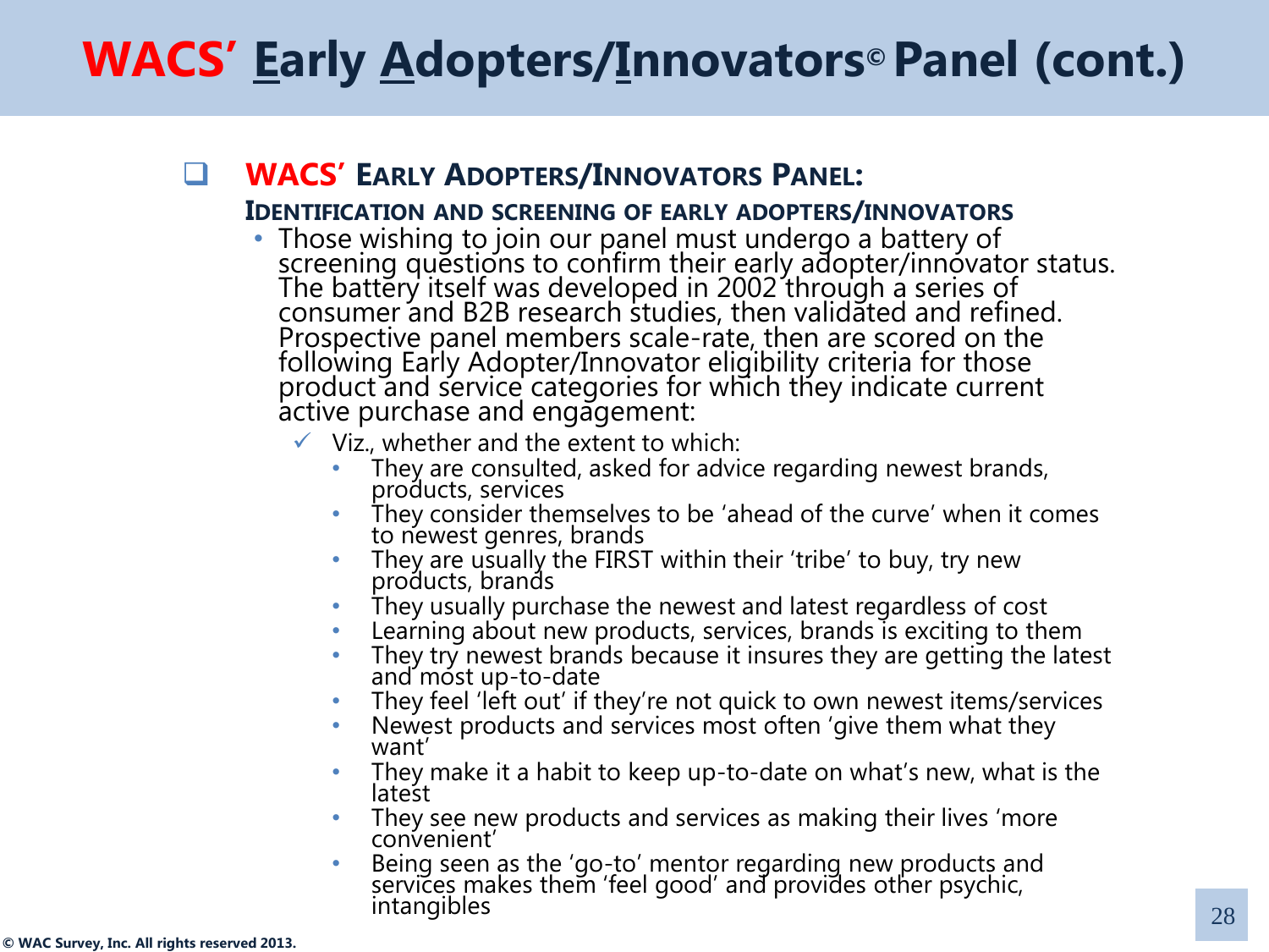# WACS' Early Adopters/Innovators© Panel (cont.)

- **WACS' EARLY ADOPTERS/INNOVATORS PANEL:**

  **IDENTIFICATION AND SCREENING OF EARLY ADOPTERS/INNOVATORS**

  - Those wishing to join our panel must undergo a battery of screening questions to confirm their early adopter/innovator status. The battery itself was developed in 2002 through a series of consumer and B2B research studies, then validated and refined. Prospective panel members scale-rate, then are scored on the following Early Adopter/Innovator eligibility criteria for those product and service categories for which they indicate current active purchase and engagement:
    - ✓ Viz., whether and the extent to which:
      - They are consulted, asked for advice regarding newest brands, products, services
      - They consider themselves to be 'ahead of the curve' when it comes to newest genres, brands
      - They are usually the FIRST within their 'tribe' to buy, try new products, brands
      - They usually purchase the newest and latest regardless of cost
      - Learning about new products, services, brands is exciting to them
      - They try newest brands because it insures they are getting the latest and most up-to-date
      - They feel 'left out' if they're not quick to own newest items/services
      - Newest products and services most often 'give them what they want'
      - They make it a habit to keep up-to-date on what's new, what is the latest
      - They see new products and services as making their lives 'more convenient'
      - Being seen as the 'go-to' mentor regarding new products and services makes them 'feel good' and provides other psychic intangibles

© WAC Survey, Inc. All rights reserved 2013.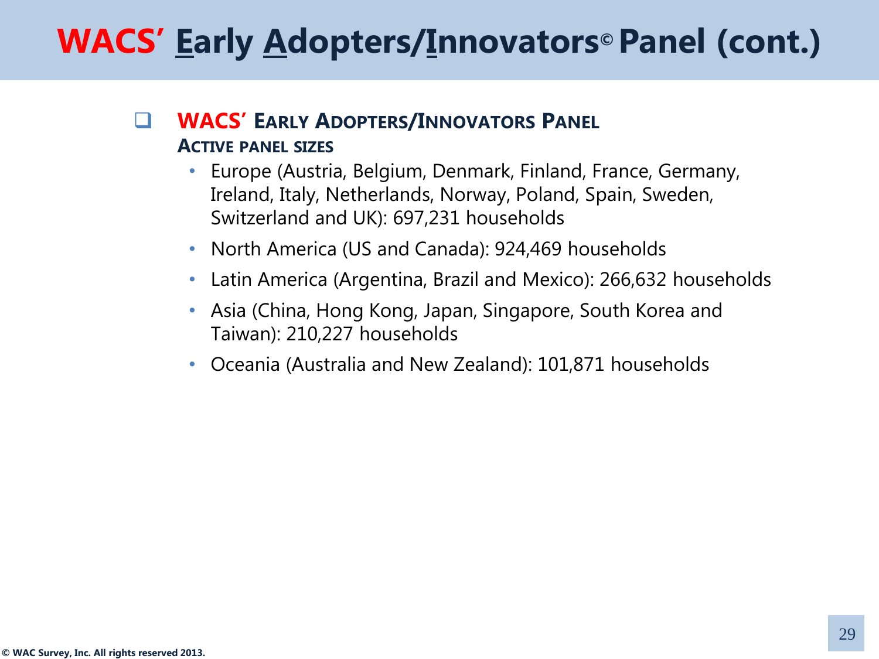# WACS' Early Adopters/Innovators© Panel (cont.)

- **WACS' Early Adopters/Innovators Panel**
  **Active panel sizes**
  - Europe (Austria, Belgium, Denmark, Finland, France, Germany, Ireland, Italy, Netherlands, Norway, Poland, Spain, Sweden, Switzerland and UK): 697,231 households
  - North America (US and Canada): 924,469 households
  - Latin America (Argentina, Brazil and Mexico): 266,632 households
  - Asia (China, Hong Kong, Japan, Singapore, South Korea and Taiwan): 210,227 households
  - Oceania (Australia and New Zealand): 101,871 households

© WAC Survey, Inc. All rights reserved 2013.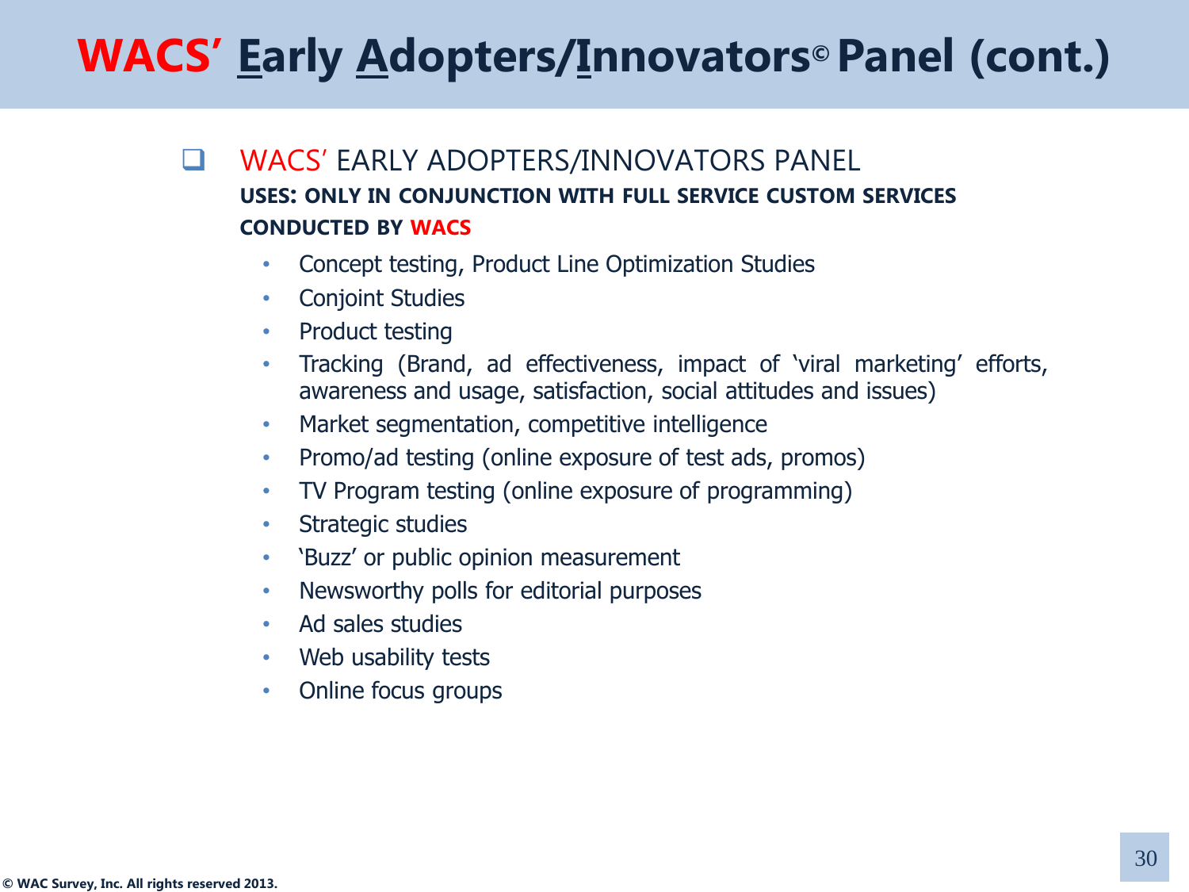# WACS' Early Adopters/Innovators© Panel (cont.)

- WACS' EARLY ADOPTERS/INNOVATORS PANEL

  **USES: ONLY IN CONJUNCTION WITH FULL SERVICE CUSTOM SERVICES CONDUCTED BY WACS**

  - Concept testing, Product Line Optimization Studies
  - Conjoint Studies
  - Product testing
  - Tracking (Brand, ad effectiveness, impact of 'viral marketing' efforts, awareness and usage, satisfaction, social attitudes and issues)
  - Market segmentation, competitive intelligence
  - Promo/ad testing (online exposure of test ads, promos)
  - TV Program testing (online exposure of programming)
  - Strategic studies
  - 'Buzz' or public opinion measurement
  - Newsworthy polls for editorial purposes
  - Ad sales studies
  - Web usability tests
  - Online focus groups

© WAC Survey, Inc. All rights reserved 2013.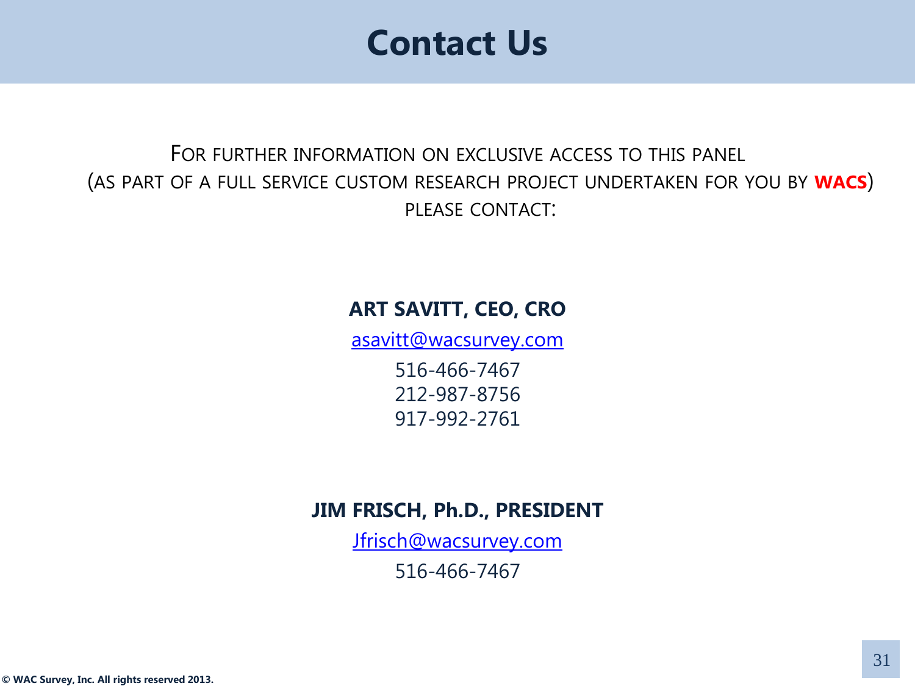# Contact Us

For further information on exclusive access to this panel
(as part of a full service custom research project undertaken for you by **WACS**)
please contact:

**ART SAVITT, CEO, CRO**

asavitt@wacsurvey.com

516-466-7467
212-987-8756
917-992-2761

**JIM FRISCH, Ph.D., PRESIDENT**

Jfrisch@wacsurvey.com

516-466-7467

© WAC Survey, Inc. All rights reserved 2013.